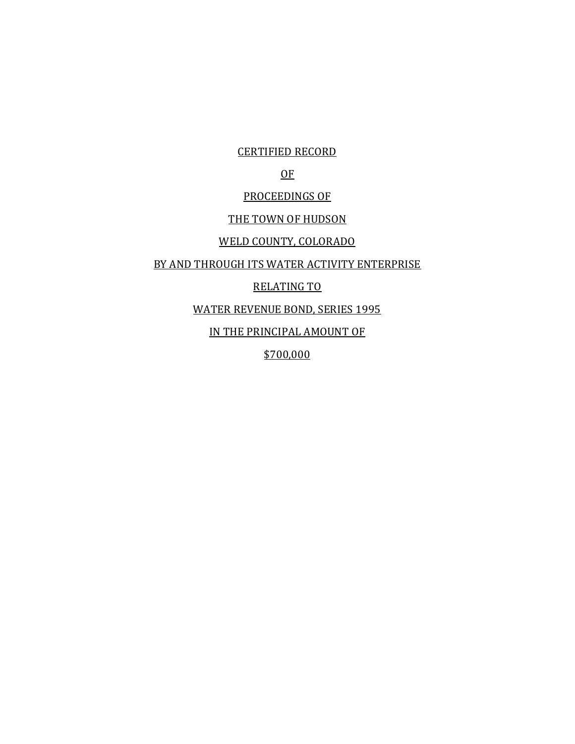CERTIFIED RECORD

OF

PROCEEDINGS OF

THE TOWN OF HUDSON

WELD COUNTY, COLORADO

BY AND THROUGH ITS WATER ACTIVITY ENTERPRISE

RELATING TO

WATER REVENUE BOND, SERIES 1995

IN THE PRINCIPAL AMOUNT OF

$700,000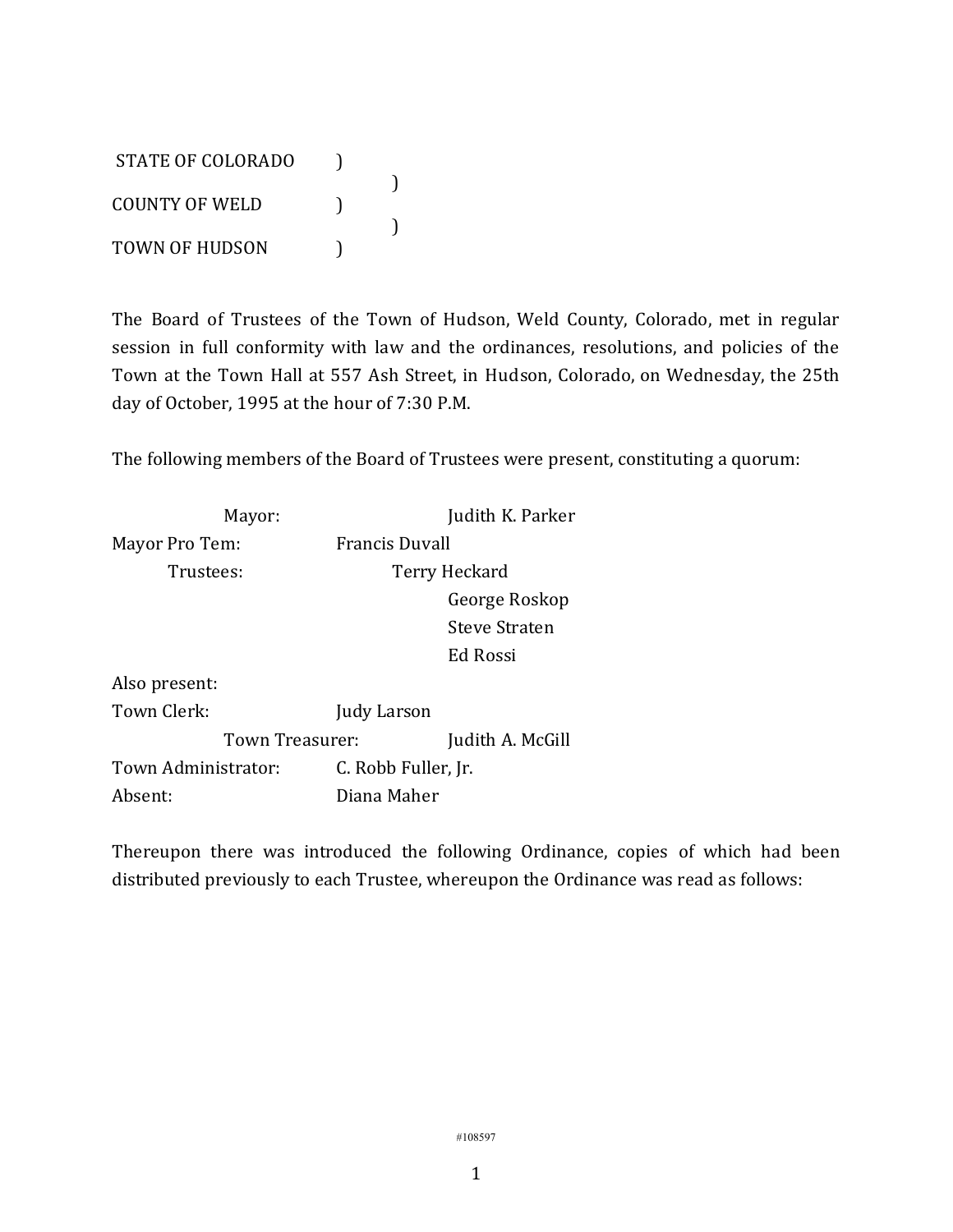STATE OF COLORADO )  
 )  
COUNTY OF WELD )  
 )  
TOWN OF HUDSON )

The Board of Trustees of the Town of Hudson, Weld County, Colorado, met in regular session in full conformity with law and the ordinances, resolutions, and policies of the Town at the Town Hall at 557 Ash Street, in Hudson, Colorado, on Wednesday, the 25th day of October, 1995 at the hour of 7:30 P.M.

The following members of the Board of Trustees were present, constituting a quorum:

| | |
|---|---|
| Mayor: | Judith K. Parker |
| Mayor Pro Tem: | Francis Duvall |
| Trustees: | Terry Heckard |
| | George Roskop |
| | Steve Straten |
| | Ed Rossi |
| Also present: | |
| Town Clerk: | Judy Larson |
| Town Treasurer: | Judith A. McGill |
| Town Administrator: | C. Robb Fuller, Jr. |
| Absent: | Diana Maher |

Thereupon there was introduced the following Ordinance, copies of which had been distributed previously to each Trustee, whereupon the Ordinance was read as follows:

#108597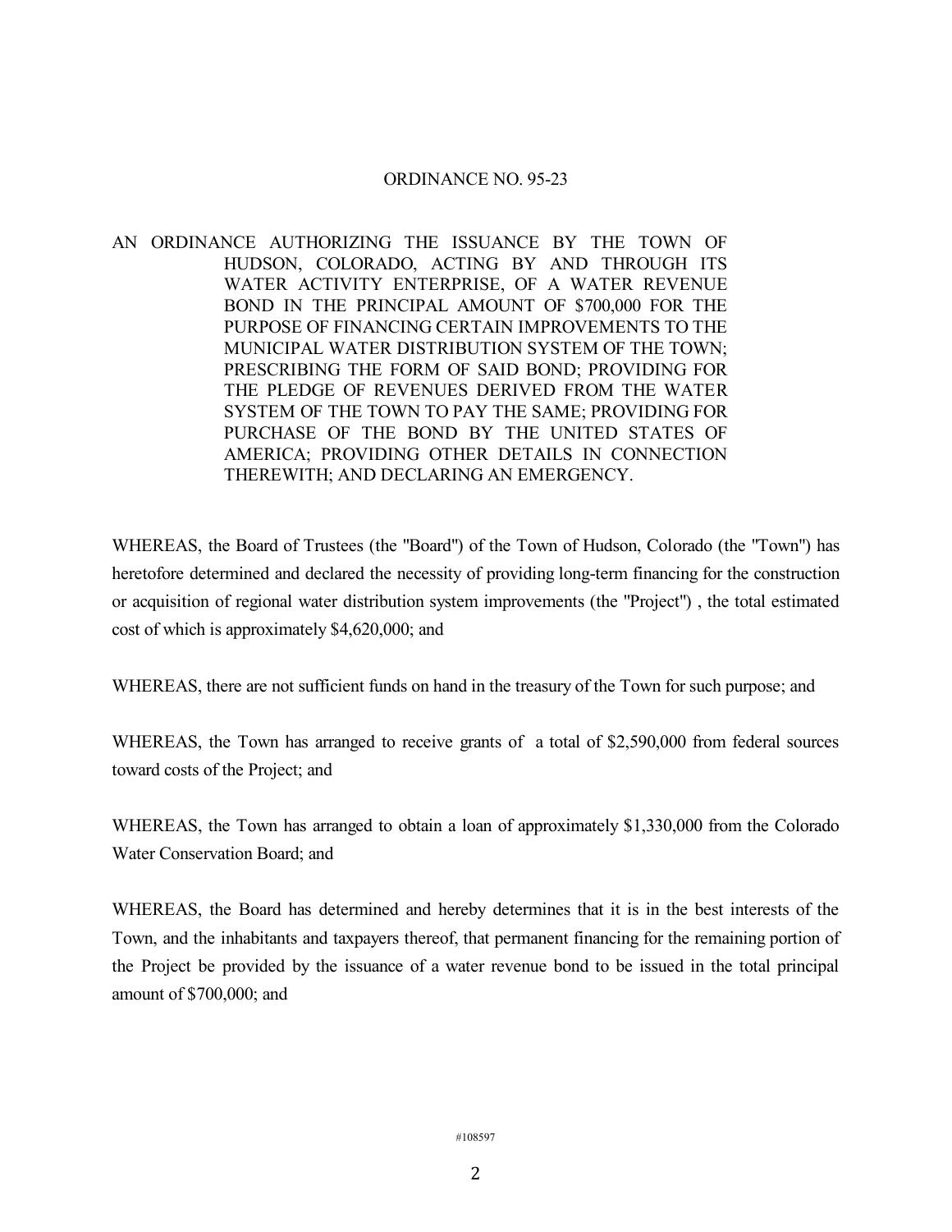ORDINANCE NO. 95-23

AN ORDINANCE AUTHORIZING THE ISSUANCE BY THE TOWN OF HUDSON, COLORADO, ACTING BY AND THROUGH ITS WATER ACTIVITY ENTERPRISE, OF A WATER REVENUE BOND IN THE PRINCIPAL AMOUNT OF $700,000 FOR THE PURPOSE OF FINANCING CERTAIN IMPROVEMENTS TO THE MUNICIPAL WATER DISTRIBUTION SYSTEM OF THE TOWN; PRESCRIBING THE FORM OF SAID BOND; PROVIDING FOR THE PLEDGE OF REVENUES DERIVED FROM THE WATER SYSTEM OF THE TOWN TO PAY THE SAME; PROVIDING FOR PURCHASE OF THE BOND BY THE UNITED STATES OF AMERICA; PROVIDING OTHER DETAILS IN CONNECTION THEREWITH; AND DECLARING AN EMERGENCY.

WHEREAS, the Board of Trustees (the "Board") of the Town of Hudson, Colorado (the "Town") has heretofore determined and declared the necessity of providing long-term financing for the construction or acquisition of regional water distribution system improvements (the "Project") , the total estimated cost of which is approximately $4,620,000; and

WHEREAS, there are not sufficient funds on hand in the treasury of the Town for such purpose; and

WHEREAS, the Town has arranged to receive grants of a total of $2,590,000 from federal sources toward costs of the Project; and

WHEREAS, the Town has arranged to obtain a loan of approximately $1,330,000 from the Colorado Water Conservation Board; and

WHEREAS, the Board has determined and hereby determines that it is in the best interests of the Town, and the inhabitants and taxpayers thereof, that permanent financing for the remaining portion of the Project be provided by the issuance of a water revenue bond to be issued in the total principal amount of $700,000; and

#108597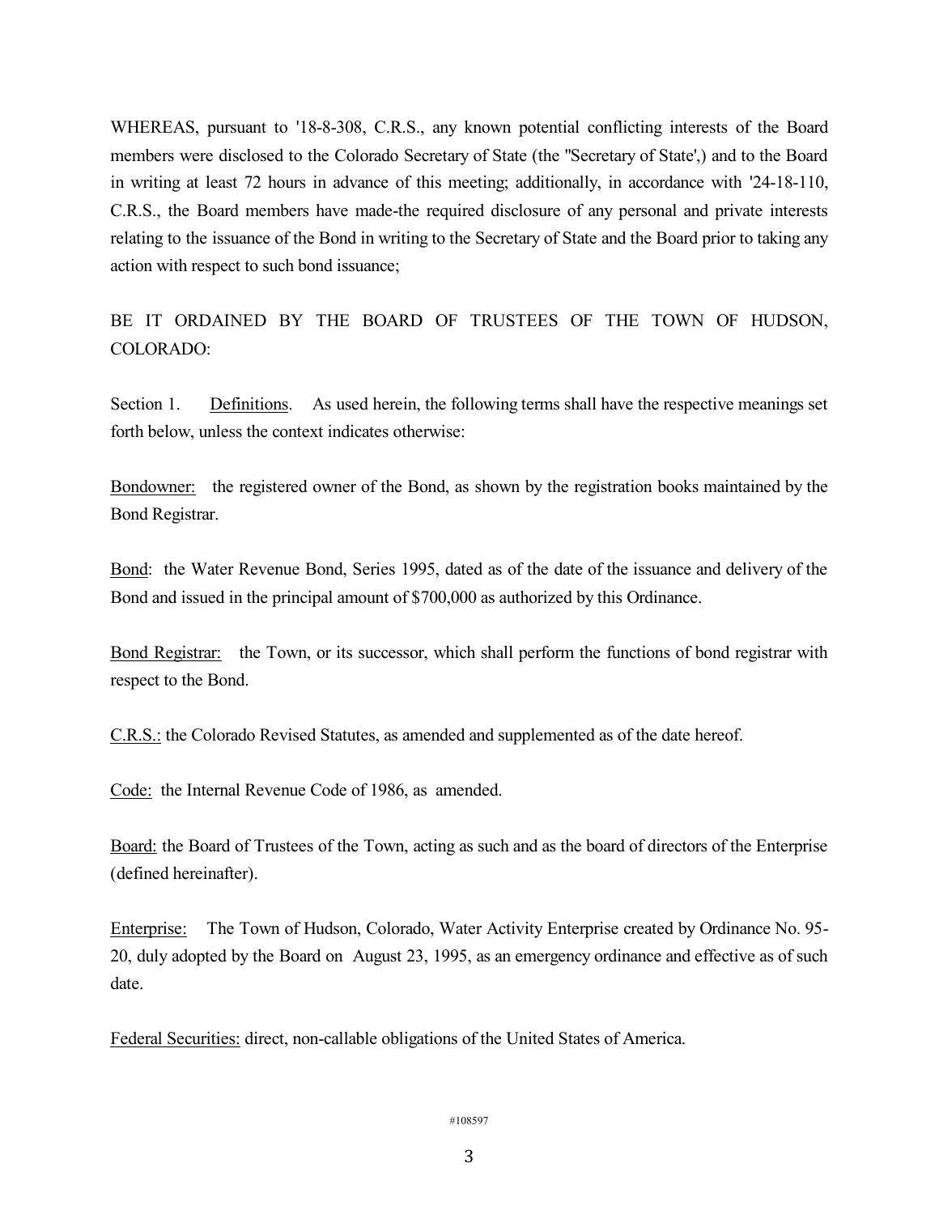WHEREAS, pursuant to '18-8-308, C.R.S., any known potential conflicting interests of the Board members were disclosed to the Colorado Secretary of State (the "Secretary of State',) and to the Board in writing at least 72 hours in advance of this meeting; additionally, in accordance with '24-18-110, C.R.S., the Board members have made-the required disclosure of any personal and private interests relating to the issuance of the Bond in writing to the Secretary of State and the Board prior to taking any action with respect to such bond issuance;

BE IT ORDAINED BY THE BOARD OF TRUSTEES OF THE TOWN OF HUDSON, COLORADO:

Section 1. Definitions. As used herein, the following terms shall have the respective meanings set forth below, unless the context indicates otherwise:

Bondowner: the registered owner of the Bond, as shown by the registration books maintained by the Bond Registrar.

Bond: the Water Revenue Bond, Series 1995, dated as of the date of the issuance and delivery of the Bond and issued in the principal amount of $700,000 as authorized by this Ordinance.

Bond Registrar: the Town, or its successor, which shall perform the functions of bond registrar with respect to the Bond.

C.R.S.: the Colorado Revised Statutes, as amended and supplemented as of the date hereof.

Code: the Internal Revenue Code of 1986, as amended.

Board: the Board of Trustees of the Town, acting as such and as the board of directors of the Enterprise (defined hereinafter).

Enterprise: The Town of Hudson, Colorado, Water Activity Enterprise created by Ordinance No. 95-20, duly adopted by the Board on August 23, 1995, as an emergency ordinance and effective as of such date.

Federal Securities: direct, non-callable obligations of the United States of America.

#108597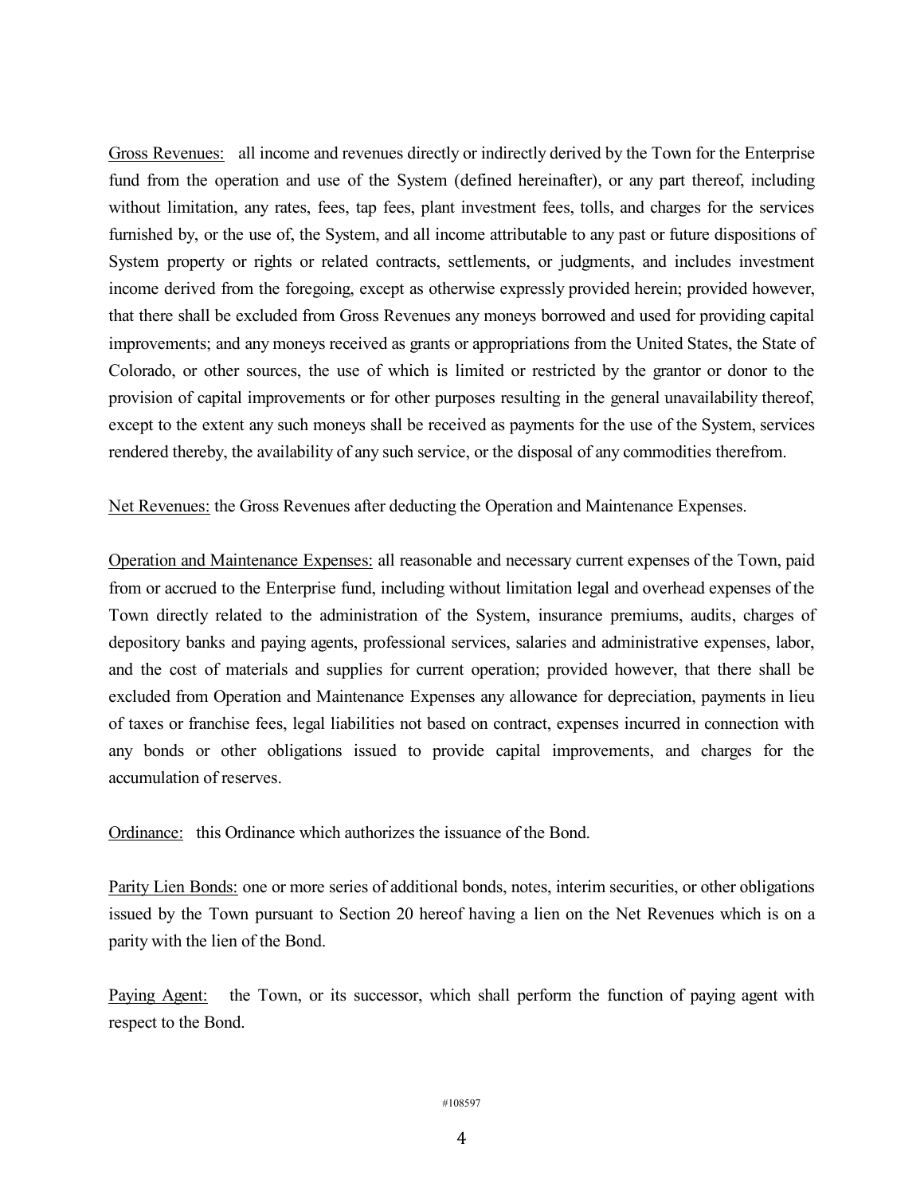<u>Gross Revenues:</u> all income and revenues directly or indirectly derived by the Town for the Enterprise fund from the operation and use of the System (defined hereinafter), or any part thereof, including without limitation, any rates, fees, tap fees, plant investment fees, tolls, and charges for the services furnished by, or the use of, the System, and all income attributable to any past or future dispositions of System property or rights or related contracts, settlements, or judgments, and includes investment income derived from the foregoing, except as otherwise expressly provided herein; provided however, that there shall be excluded from Gross Revenues any moneys borrowed and used for providing capital improvements; and any moneys received as grants or appropriations from the United States, the State of Colorado, or other sources, the use of which is limited or restricted by the grantor or donor to the provision of capital improvements or for other purposes resulting in the general unavailability thereof, except to the extent any such moneys shall be received as payments for the use of the System, services rendered thereby, the availability of any such service, or the disposal of any commodities therefrom.

<u>Net Revenues:</u> the Gross Revenues after deducting the Operation and Maintenance Expenses.

<u>Operation and Maintenance Expenses:</u> all reasonable and necessary current expenses of the Town, paid from or accrued to the Enterprise fund, including without limitation legal and overhead expenses of the Town directly related to the administration of the System, insurance premiums, audits, charges of depository banks and paying agents, professional services, salaries and administrative expenses, labor, and the cost of materials and supplies for current operation; provided however, that there shall be excluded from Operation and Maintenance Expenses any allowance for depreciation, payments in lieu of taxes or franchise fees, legal liabilities not based on contract, expenses incurred in connection with any bonds or other obligations issued to provide capital improvements, and charges for the accumulation of reserves.

<u>Ordinance:</u> this Ordinance which authorizes the issuance of the Bond.

<u>Parity Lien Bonds:</u> one or more series of additional bonds, notes, interim securities, or other obligations issued by the Town pursuant to Section 20 hereof having a lien on the Net Revenues which is on a parity with the lien of the Bond.

<u>Paying Agent:</u> the Town, or its successor, which shall perform the function of paying agent with respect to the Bond.

#108597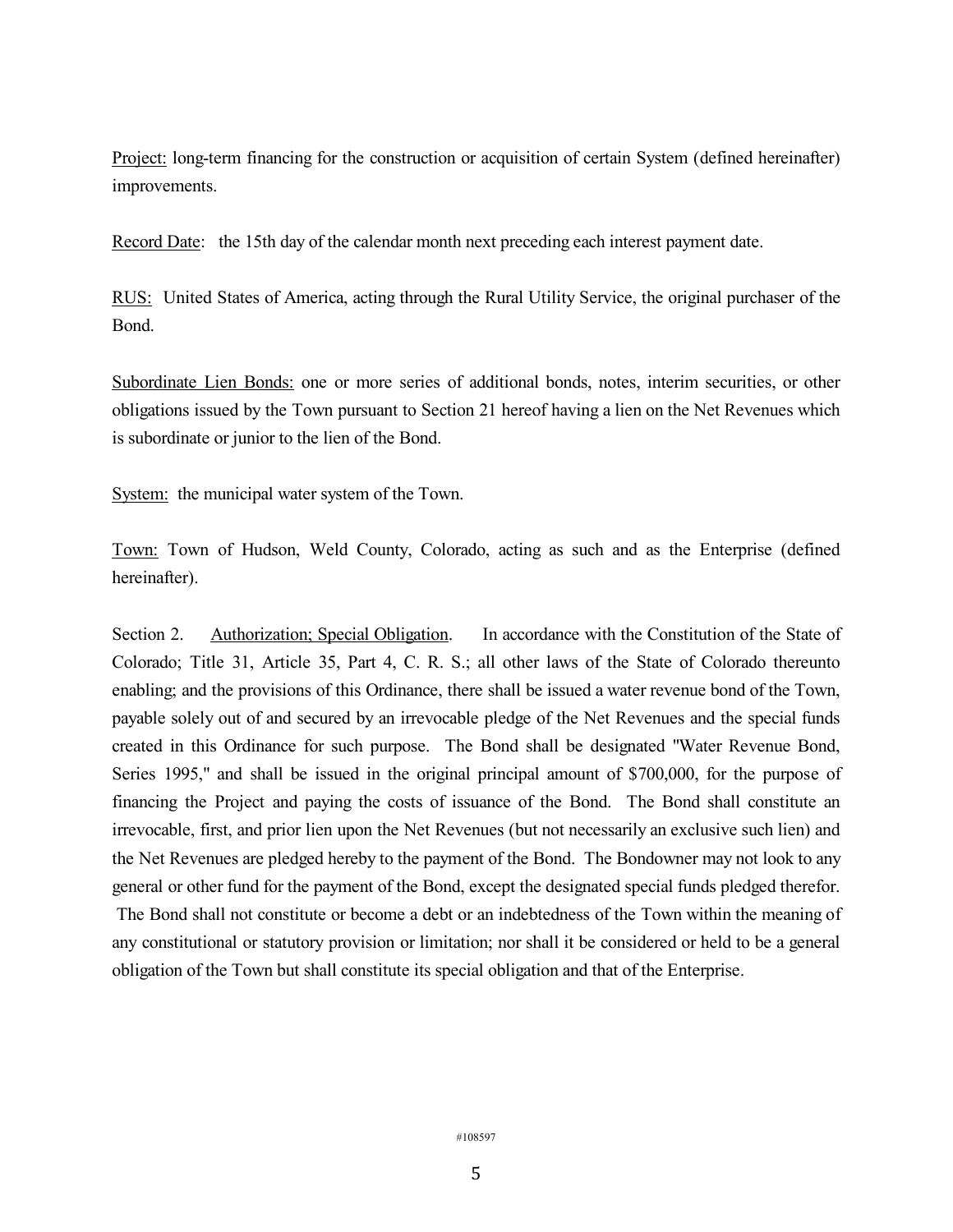Project: long-term financing for the construction or acquisition of certain System (defined hereinafter) improvements.

Record Date: the 15th day of the calendar month next preceding each interest payment date.

RUS: United States of America, acting through the Rural Utility Service, the original purchaser of the Bond.

Subordinate Lien Bonds: one or more series of additional bonds, notes, interim securities, or other obligations issued by the Town pursuant to Section 21 hereof having a lien on the Net Revenues which is subordinate or junior to the lien of the Bond.

System: the municipal water system of the Town.

Town: Town of Hudson, Weld County, Colorado, acting as such and as the Enterprise (defined hereinafter).

Section 2. Authorization; Special Obligation. In accordance with the Constitution of the State of Colorado; Title 31, Article 35, Part 4, C. R. S.; all other laws of the State of Colorado thereunto enabling; and the provisions of this Ordinance, there shall be issued a water revenue bond of the Town, payable solely out of and secured by an irrevocable pledge of the Net Revenues and the special funds created in this Ordinance for such purpose. The Bond shall be designated "Water Revenue Bond, Series 1995," and shall be issued in the original principal amount of $700,000, for the purpose of financing the Project and paying the costs of issuance of the Bond. The Bond shall constitute an irrevocable, first, and prior lien upon the Net Revenues (but not necessarily an exclusive such lien) and the Net Revenues are pledged hereby to the payment of the Bond. The Bondowner may not look to any general or other fund for the payment of the Bond, except the designated special funds pledged therefor. The Bond shall not constitute or become a debt or an indebtedness of the Town within the meaning of any constitutional or statutory provision or limitation; nor shall it be considered or held to be a general obligation of the Town but shall constitute its special obligation and that of the Enterprise.

#108597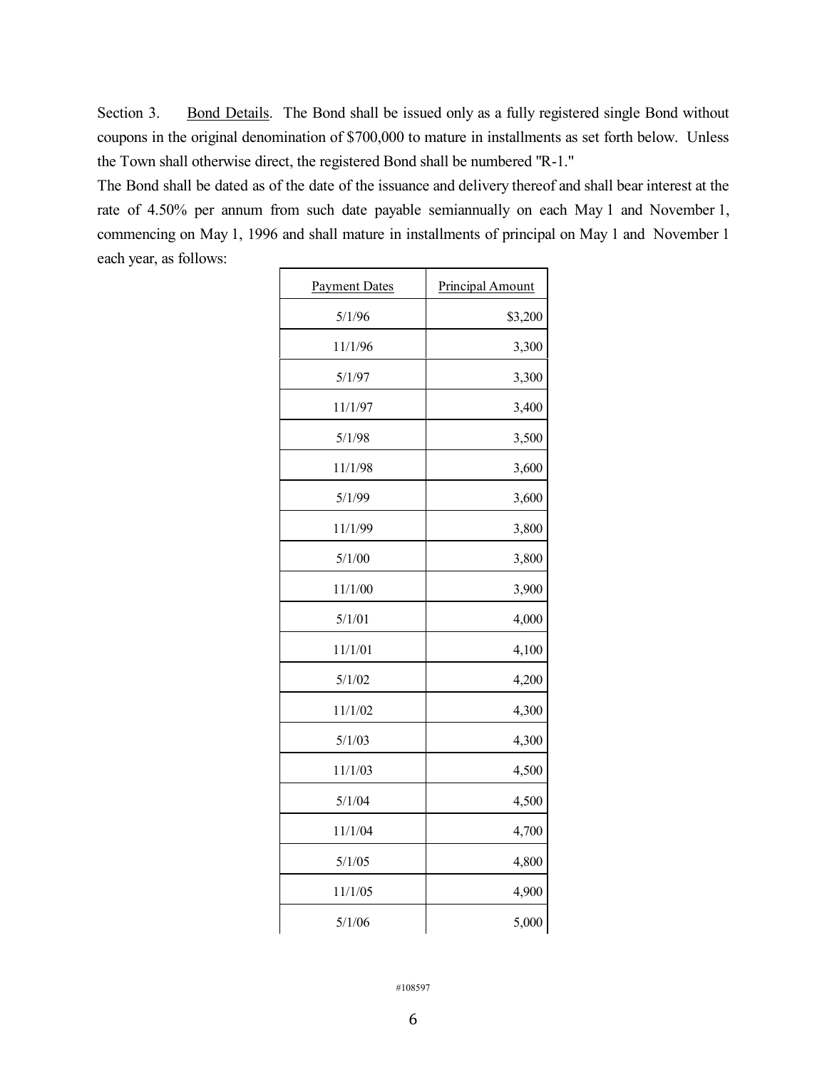Section 3. Bond Details. The Bond shall be issued only as a fully registered single Bond without coupons in the original denomination of $700,000 to mature in installments as set forth below. Unless the Town shall otherwise direct, the registered Bond shall be numbered "R-1."

The Bond shall be dated as of the date of the issuance and delivery thereof and shall bear interest at the rate of 4.50% per annum from such date payable semiannually on each May 1 and November 1, commencing on May 1, 1996 and shall mature in installments of principal on May 1 and November 1 each year, as follows:

| Payment Dates | Principal Amount |
|---|---|
| 5/1/96 | $3,200 |
| 11/1/96 | 3,300 |
| 5/1/97 | 3,300 |
| 11/1/97 | 3,400 |
| 5/1/98 | 3,500 |
| 11/1/98 | 3,600 |
| 5/1/99 | 3,600 |
| 11/1/99 | 3,800 |
| 5/1/00 | 3,800 |
| 11/1/00 | 3,900 |
| 5/1/01 | 4,000 |
| 11/1/01 | 4,100 |
| 5/1/02 | 4,200 |
| 11/1/02 | 4,300 |
| 5/1/03 | 4,300 |
| 11/1/03 | 4,500 |
| 5/1/04 | 4,500 |
| 11/1/04 | 4,700 |
| 5/1/05 | 4,800 |
| 11/1/05 | 4,900 |
| 5/1/06 | 5,000 |

#108597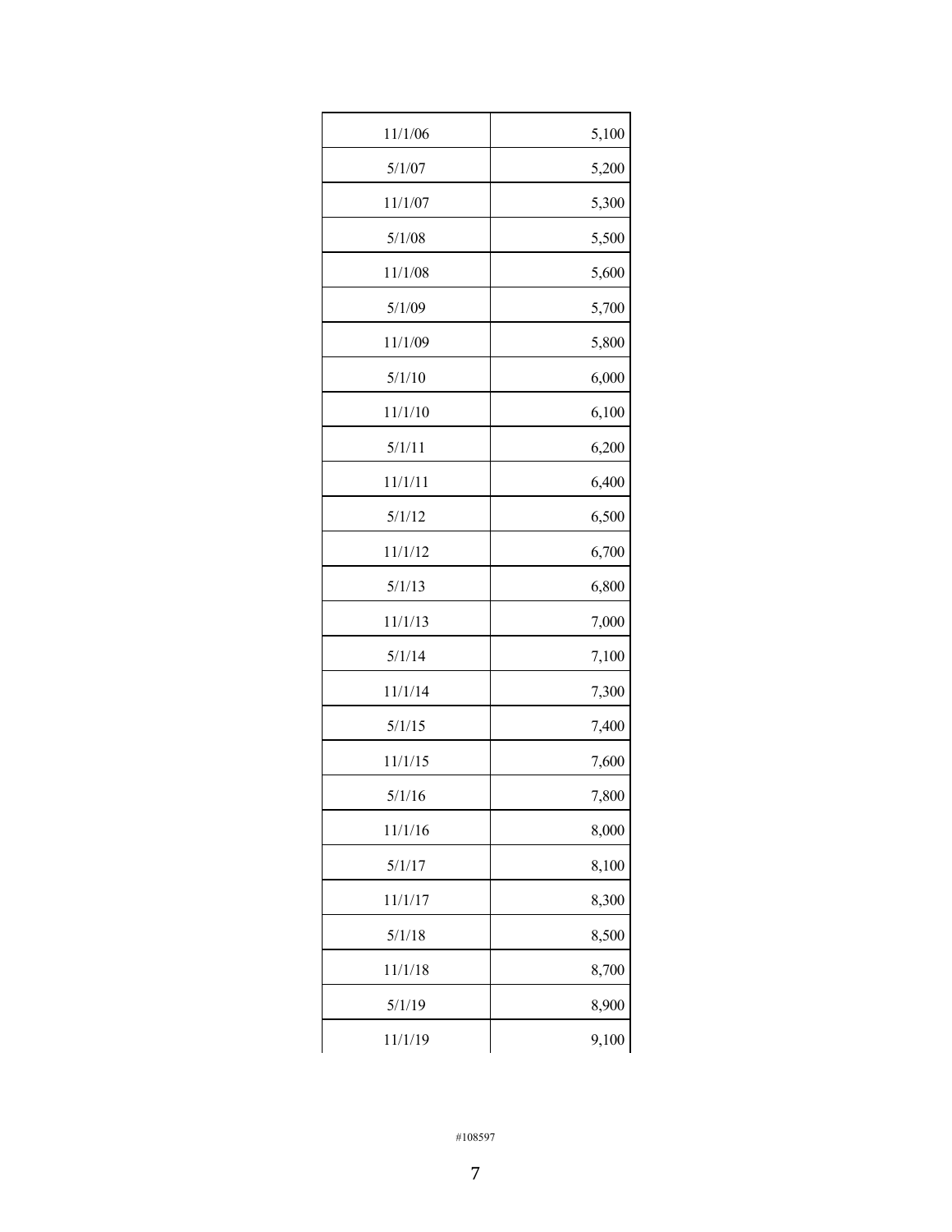| | |
|---|---|
| 11/1/06 | 5,100 |
| 5/1/07 | 5,200 |
| 11/1/07 | 5,300 |
| 5/1/08 | 5,500 |
| 11/1/08 | 5,600 |
| 5/1/09 | 5,700 |
| 11/1/09 | 5,800 |
| 5/1/10 | 6,000 |
| 11/1/10 | 6,100 |
| 5/1/11 | 6,200 |
| 11/1/11 | 6,400 |
| 5/1/12 | 6,500 |
| 11/1/12 | 6,700 |
| 5/1/13 | 6,800 |
| 11/1/13 | 7,000 |
| 5/1/14 | 7,100 |
| 11/1/14 | 7,300 |
| 5/1/15 | 7,400 |
| 11/1/15 | 7,600 |
| 5/1/16 | 7,800 |
| 11/1/16 | 8,000 |
| 5/1/17 | 8,100 |
| 11/1/17 | 8,300 |
| 5/1/18 | 8,500 |
| 11/1/18 | 8,700 |
| 5/1/19 | 8,900 |
| 11/1/19 | 9,100 |

#108597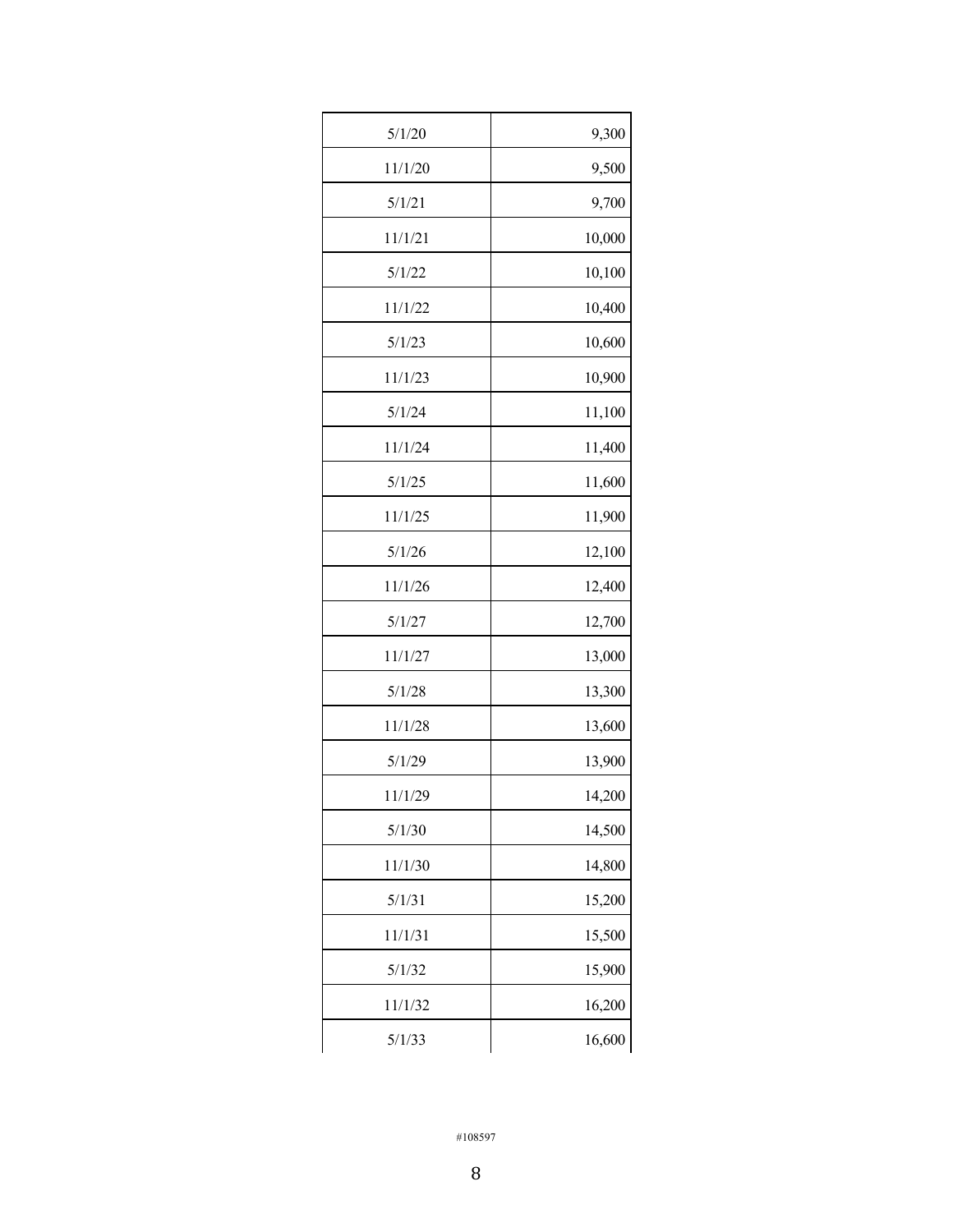| 5/1/20 | 9,300 |
|---|---|
| 11/1/20 | 9,500 |
| 5/1/21 | 9,700 |
| 11/1/21 | 10,000 |
| 5/1/22 | 10,100 |
| 11/1/22 | 10,400 |
| 5/1/23 | 10,600 |
| 11/1/23 | 10,900 |
| 5/1/24 | 11,100 |
| 11/1/24 | 11,400 |
| 5/1/25 | 11,600 |
| 11/1/25 | 11,900 |
| 5/1/26 | 12,100 |
| 11/1/26 | 12,400 |
| 5/1/27 | 12,700 |
| 11/1/27 | 13,000 |
| 5/1/28 | 13,300 |
| 11/1/28 | 13,600 |
| 5/1/29 | 13,900 |
| 11/1/29 | 14,200 |
| 5/1/30 | 14,500 |
| 11/1/30 | 14,800 |
| 5/1/31 | 15,200 |
| 11/1/31 | 15,500 |
| 5/1/32 | 15,900 |
| 11/1/32 | 16,200 |
| 5/1/33 | 16,600 |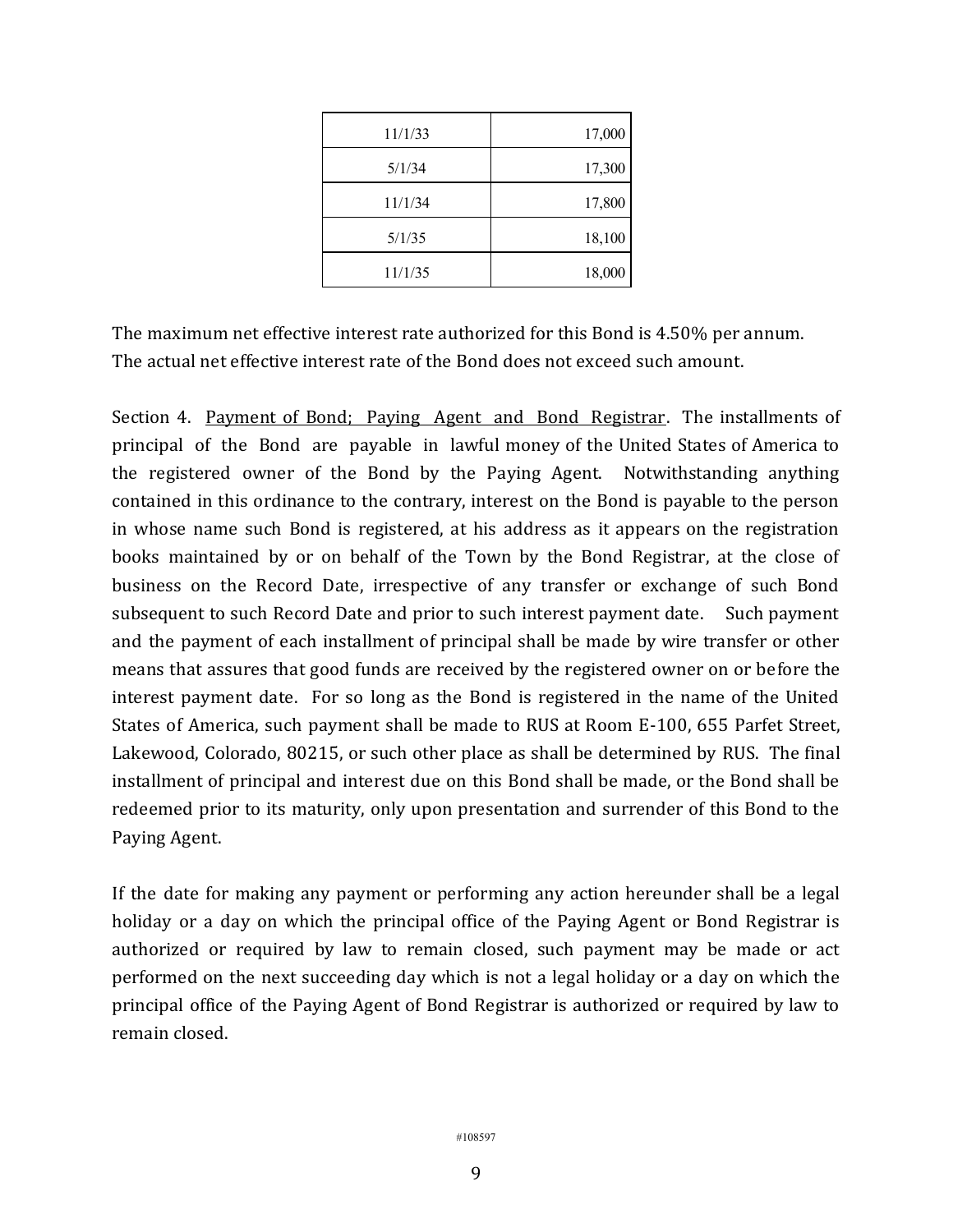| | |
|---|---:|
| 11/1/33 | 17,000 |
| 5/1/34 | 17,300 |
| 11/1/34 | 17,800 |
| 5/1/35 | 18,100 |
| 11/1/35 | 18,000 |

The maximum net effective interest rate authorized for this Bond is 4.50% per annum. The actual net effective interest rate of the Bond does not exceed such amount.

Section 4. Payment of Bond; Paying Agent and Bond Registrar. The installments of principal of the Bond are payable in lawful money of the United States of America to the registered owner of the Bond by the Paying Agent. Notwithstanding anything contained in this ordinance to the contrary, interest on the Bond is payable to the person in whose name such Bond is registered, at his address as it appears on the registration books maintained by or on behalf of the Town by the Bond Registrar, at the close of business on the Record Date, irrespective of any transfer or exchange of such Bond subsequent to such Record Date and prior to such interest payment date. Such payment and the payment of each installment of principal shall be made by wire transfer or other means that assures that good funds are received by the registered owner on or before the interest payment date. For so long as the Bond is registered in the name of the United States of America, such payment shall be made to RUS at Room E-100, 655 Parfet Street, Lakewood, Colorado, 80215, or such other place as shall be determined by RUS. The final installment of principal and interest due on this Bond shall be made, or the Bond shall be redeemed prior to its maturity, only upon presentation and surrender of this Bond to the Paying Agent.

If the date for making any payment or performing any action hereunder shall be a legal holiday or a day on which the principal office of the Paying Agent or Bond Registrar is authorized or required by law to remain closed, such payment may be made or act performed on the next succeeding day which is not a legal holiday or a day on which the principal office of the Paying Agent of Bond Registrar is authorized or required by law to remain closed.

#108597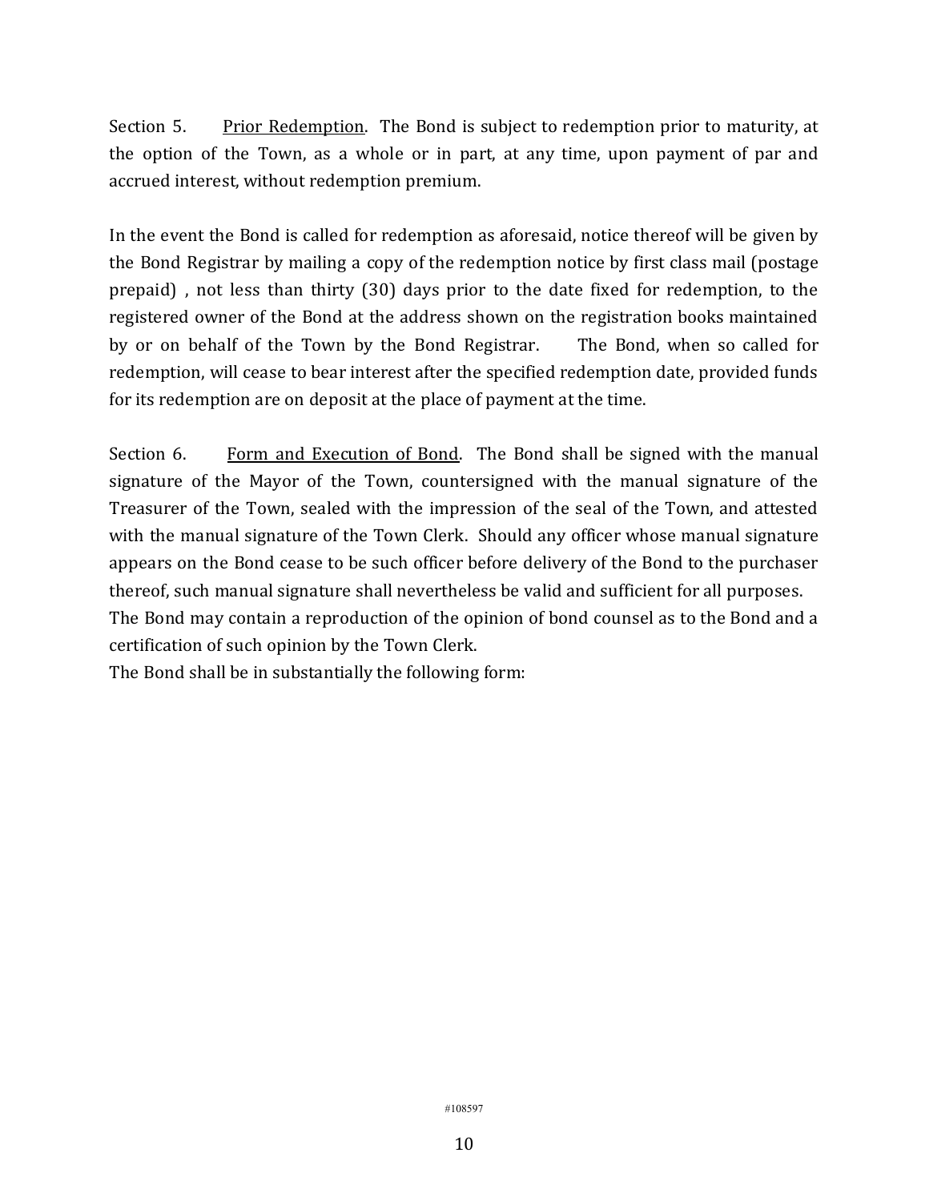Section 5. <u>Prior Redemption</u>. The Bond is subject to redemption prior to maturity, at the option of the Town, as a whole or in part, at any time, upon payment of par and accrued interest, without redemption premium.

In the event the Bond is called for redemption as aforesaid, notice thereof will be given by the Bond Registrar by mailing a copy of the redemption notice by first class mail (postage prepaid) , not less than thirty (30) days prior to the date fixed for redemption, to the registered owner of the Bond at the address shown on the registration books maintained by or on behalf of the Town by the Bond Registrar. The Bond, when so called for redemption, will cease to bear interest after the specified redemption date, provided funds for its redemption are on deposit at the place of payment at the time.

Section 6. <u>Form and Execution of Bond</u>. The Bond shall be signed with the manual signature of the Mayor of the Town, countersigned with the manual signature of the Treasurer of the Town, sealed with the impression of the seal of the Town, and attested with the manual signature of the Town Clerk. Should any officer whose manual signature appears on the Bond cease to be such officer before delivery of the Bond to the purchaser thereof, such manual signature shall nevertheless be valid and sufficient for all purposes.

The Bond may contain a reproduction of the opinion of bond counsel as to the Bond and a certification of such opinion by the Town Clerk.

The Bond shall be in substantially the following form: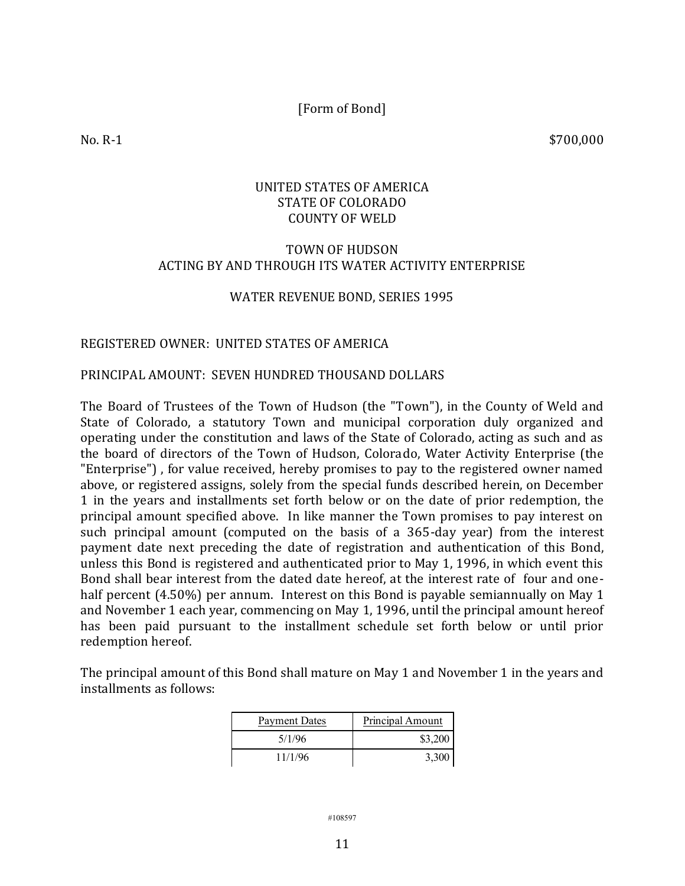[Form of Bond]

No. R-1 $700,000

UNITED STATES OF AMERICA
STATE OF COLORADO
COUNTY OF WELD

TOWN OF HUDSON
ACTING BY AND THROUGH ITS WATER ACTIVITY ENTERPRISE

WATER REVENUE BOND, SERIES 1995

REGISTERED OWNER: UNITED STATES OF AMERICA

PRINCIPAL AMOUNT: SEVEN HUNDRED THOUSAND DOLLARS

The Board of Trustees of the Town of Hudson (the "Town"), in the County of Weld and State of Colorado, a statutory Town and municipal corporation duly organized and operating under the constitution and laws of the State of Colorado, acting as such and as the board of directors of the Town of Hudson, Colorado, Water Activity Enterprise (the "Enterprise") , for value received, hereby promises to pay to the registered owner named above, or registered assigns, solely from the special funds described herein, on December 1 in the years and installments set forth below or on the date of prior redemption, the principal amount specified above. In like manner the Town promises to pay interest on such principal amount (computed on the basis of a 365-day year) from the interest payment date next preceding the date of registration and authentication of this Bond, unless this Bond is registered and authenticated prior to May 1, 1996, in which event this Bond shall bear interest from the dated date hereof, at the interest rate of four and one-half percent (4.50%) per annum. Interest on this Bond is payable semiannually on May 1 and November 1 each year, commencing on May 1, 1996, until the principal amount hereof has been paid pursuant to the installment schedule set forth below or until prior redemption hereof.

The principal amount of this Bond shall mature on May 1 and November 1 in the years and installments as follows:

| Payment Dates | Principal Amount |
|---|---|
| 5/1/96 | $3,200 |
| 11/1/96 | 3,300 |

#108597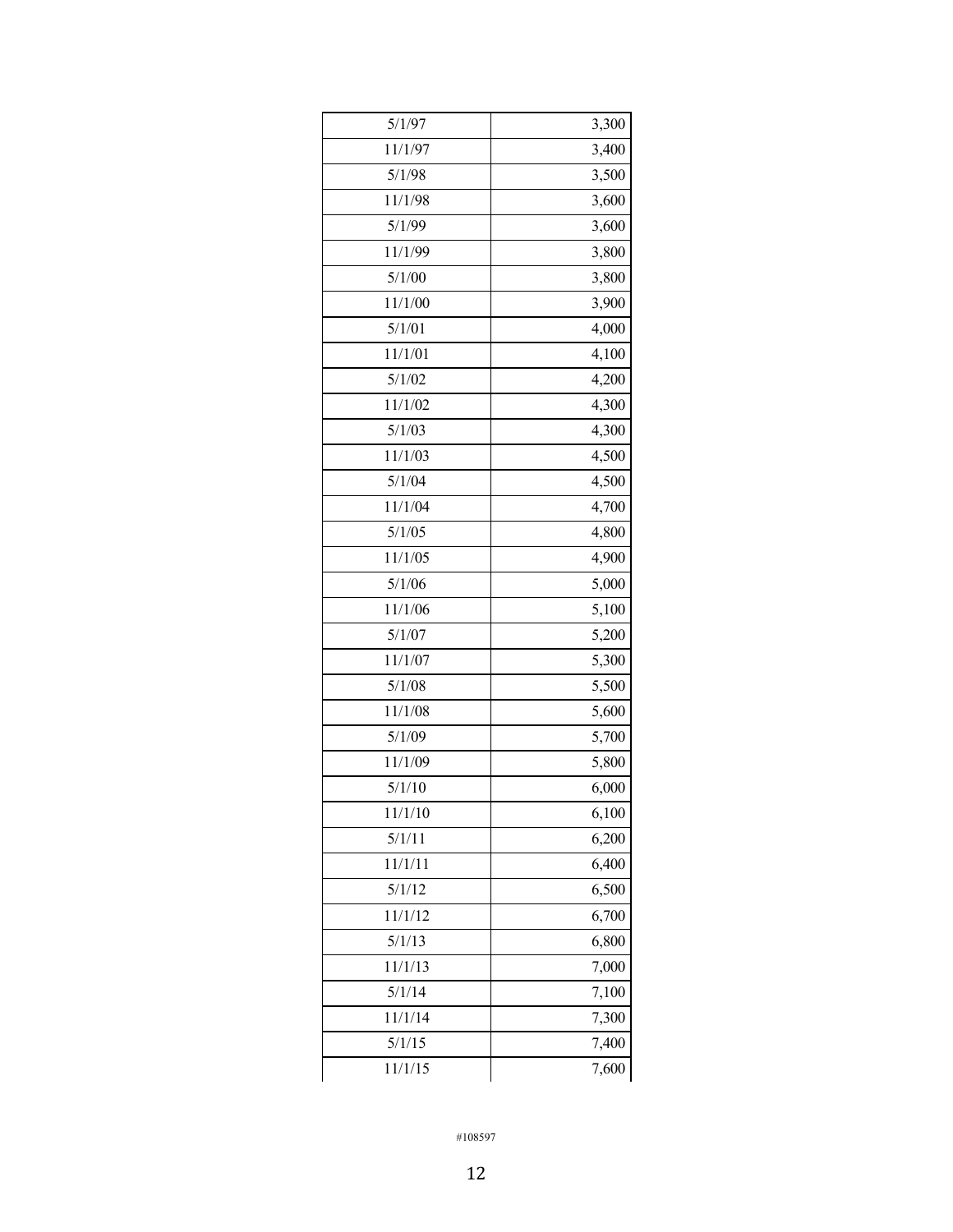| | |
|---|---|
| 5/1/97 | 3,300 |
| 11/1/97 | 3,400 |
| 5/1/98 | 3,500 |
| 11/1/98 | 3,600 |
| 5/1/99 | 3,600 |
| 11/1/99 | 3,800 |
| 5/1/00 | 3,800 |
| 11/1/00 | 3,900 |
| 5/1/01 | 4,000 |
| 11/1/01 | 4,100 |
| 5/1/02 | 4,200 |
| 11/1/02 | 4,300 |
| 5/1/03 | 4,300 |
| 11/1/03 | 4,500 |
| 5/1/04 | 4,500 |
| 11/1/04 | 4,700 |
| 5/1/05 | 4,800 |
| 11/1/05 | 4,900 |
| 5/1/06 | 5,000 |
| 11/1/06 | 5,100 |
| 5/1/07 | 5,200 |
| 11/1/07 | 5,300 |
| 5/1/08 | 5,500 |
| 11/1/08 | 5,600 |
| 5/1/09 | 5,700 |
| 11/1/09 | 5,800 |
| 5/1/10 | 6,000 |
| 11/1/10 | 6,100 |
| 5/1/11 | 6,200 |
| 11/1/11 | 6,400 |
| 5/1/12 | 6,500 |
| 11/1/12 | 6,700 |
| 5/1/13 | 6,800 |
| 11/1/13 | 7,000 |
| 5/1/14 | 7,100 |
| 11/1/14 | 7,300 |
| 5/1/15 | 7,400 |
| 11/1/15 | 7,600 |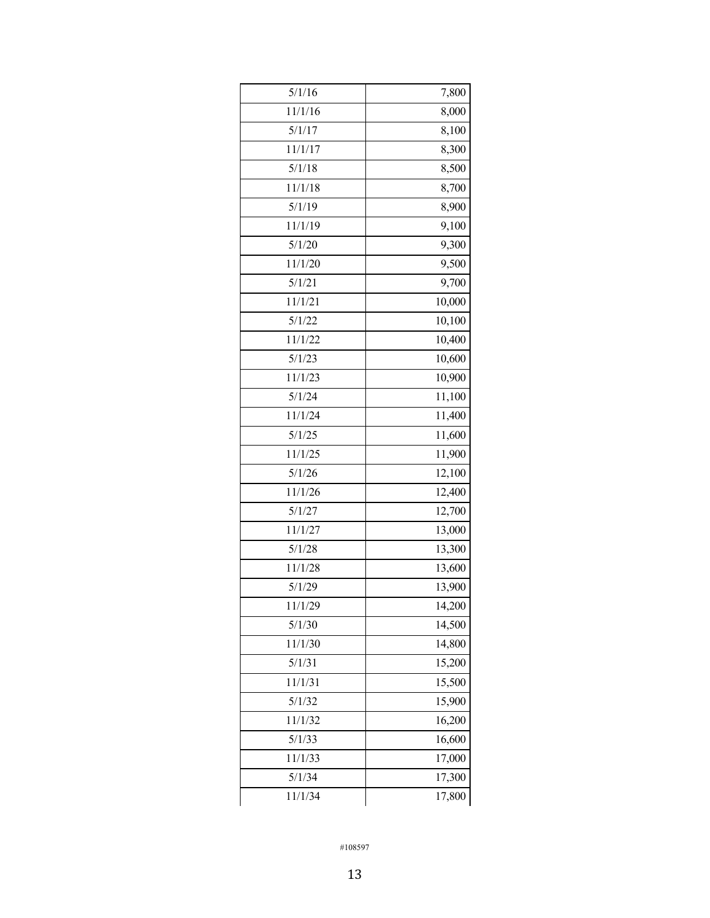| | |
|---|---|
| 5/1/16 | 7,800 |
| 11/1/16 | 8,000 |
| 5/1/17 | 8,100 |
| 11/1/17 | 8,300 |
| 5/1/18 | 8,500 |
| 11/1/18 | 8,700 |
| 5/1/19 | 8,900 |
| 11/1/19 | 9,100 |
| 5/1/20 | 9,300 |
| 11/1/20 | 9,500 |
| 5/1/21 | 9,700 |
| 11/1/21 | 10,000 |
| 5/1/22 | 10,100 |
| 11/1/22 | 10,400 |
| 5/1/23 | 10,600 |
| 11/1/23 | 10,900 |
| 5/1/24 | 11,100 |
| 11/1/24 | 11,400 |
| 5/1/25 | 11,600 |
| 11/1/25 | 11,900 |
| 5/1/26 | 12,100 |
| 11/1/26 | 12,400 |
| 5/1/27 | 12,700 |
| 11/1/27 | 13,000 |
| 5/1/28 | 13,300 |
| 11/1/28 | 13,600 |
| 5/1/29 | 13,900 |
| 11/1/29 | 14,200 |
| 5/1/30 | 14,500 |
| 11/1/30 | 14,800 |
| 5/1/31 | 15,200 |
| 11/1/31 | 15,500 |
| 5/1/32 | 15,900 |
| 11/1/32 | 16,200 |
| 5/1/33 | 16,600 |
| 11/1/33 | 17,000 |
| 5/1/34 | 17,300 |
| 11/1/34 | 17,800 |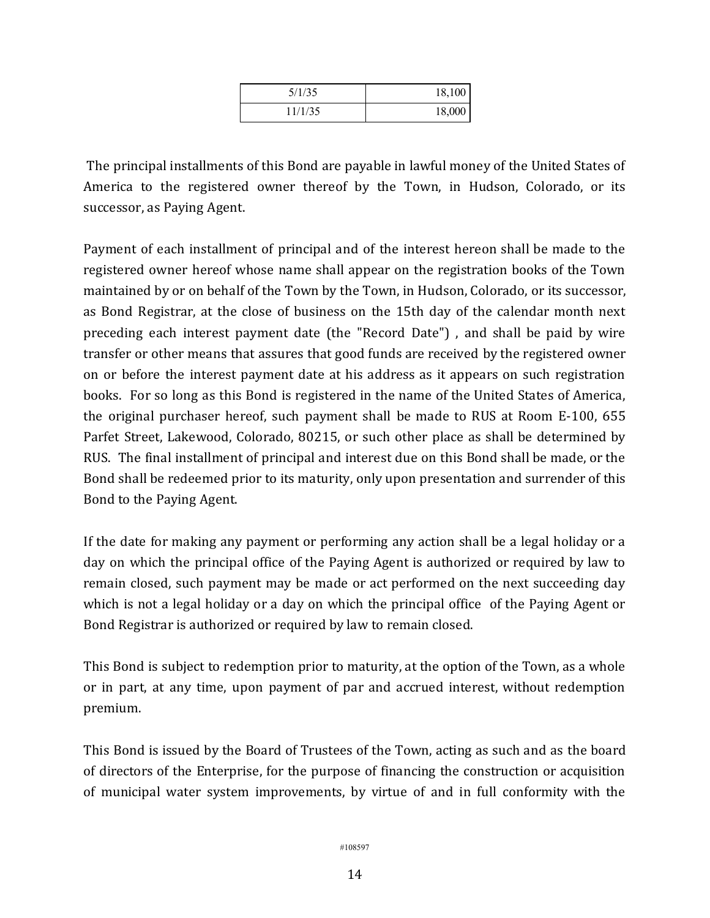| 5/1/35 | 18,100 |
|---|---|
| 11/1/35 | 18,000 |

The principal installments of this Bond are payable in lawful money of the United States of America to the registered owner thereof by the Town, in Hudson, Colorado, or its successor, as Paying Agent.

Payment of each installment of principal and of the interest hereon shall be made to the registered owner hereof whose name shall appear on the registration books of the Town maintained by or on behalf of the Town by the Town, in Hudson, Colorado, or its successor, as Bond Registrar, at the close of business on the 15th day of the calendar month next preceding each interest payment date (the "Record Date") , and shall be paid by wire transfer or other means that assures that good funds are received by the registered owner on or before the interest payment date at his address as it appears on such registration books. For so long as this Bond is registered in the name of the United States of America, the original purchaser hereof, such payment shall be made to RUS at Room E-100, 655 Parfet Street, Lakewood, Colorado, 80215, or such other place as shall be determined by RUS. The final installment of principal and interest due on this Bond shall be made, or the Bond shall be redeemed prior to its maturity, only upon presentation and surrender of this Bond to the Paying Agent.

If the date for making any payment or performing any action shall be a legal holiday or a day on which the principal office of the Paying Agent is authorized or required by law to remain closed, such payment may be made or act performed on the next succeeding day which is not a legal holiday or a day on which the principal office of the Paying Agent or Bond Registrar is authorized or required by law to remain closed.

This Bond is subject to redemption prior to maturity, at the option of the Town, as a whole or in part, at any time, upon payment of par and accrued interest, without redemption premium.

This Bond is issued by the Board of Trustees of the Town, acting as such and as the board of directors of the Enterprise, for the purpose of financing the construction or acquisition of municipal water system improvements, by virtue of and in full conformity with the

#108597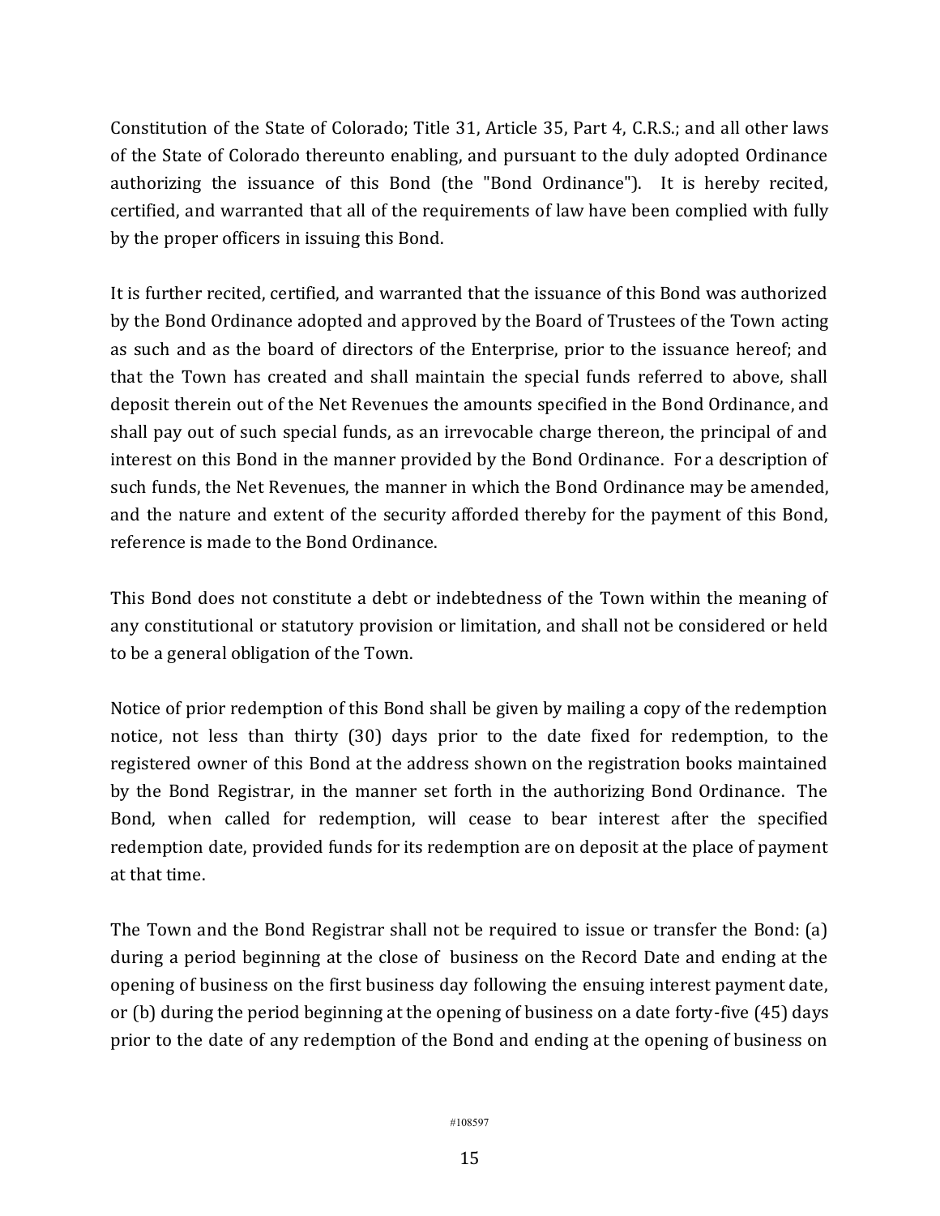Constitution of the State of Colorado; Title 31, Article 35, Part 4, C.R.S.; and all other laws of the State of Colorado thereunto enabling, and pursuant to the duly adopted Ordinance authorizing the issuance of this Bond (the "Bond Ordinance"). It is hereby recited, certified, and warranted that all of the requirements of law have been complied with fully by the proper officers in issuing this Bond.

It is further recited, certified, and warranted that the issuance of this Bond was authorized by the Bond Ordinance adopted and approved by the Board of Trustees of the Town acting as such and as the board of directors of the Enterprise, prior to the issuance hereof; and that the Town has created and shall maintain the special funds referred to above, shall deposit therein out of the Net Revenues the amounts specified in the Bond Ordinance, and shall pay out of such special funds, as an irrevocable charge thereon, the principal of and interest on this Bond in the manner provided by the Bond Ordinance. For a description of such funds, the Net Revenues, the manner in which the Bond Ordinance may be amended, and the nature and extent of the security afforded thereby for the payment of this Bond, reference is made to the Bond Ordinance.

This Bond does not constitute a debt or indebtedness of the Town within the meaning of any constitutional or statutory provision or limitation, and shall not be considered or held to be a general obligation of the Town.

Notice of prior redemption of this Bond shall be given by mailing a copy of the redemption notice, not less than thirty (30) days prior to the date fixed for redemption, to the registered owner of this Bond at the address shown on the registration books maintained by the Bond Registrar, in the manner set forth in the authorizing Bond Ordinance. The Bond, when called for redemption, will cease to bear interest after the specified redemption date, provided funds for its redemption are on deposit at the place of payment at that time.

The Town and the Bond Registrar shall not be required to issue or transfer the Bond: (a) during a period beginning at the close of business on the Record Date and ending at the opening of business on the first business day following the ensuing interest payment date, or (b) during the period beginning at the opening of business on a date forty-five (45) days prior to the date of any redemption of the Bond and ending at the opening of business on

#108597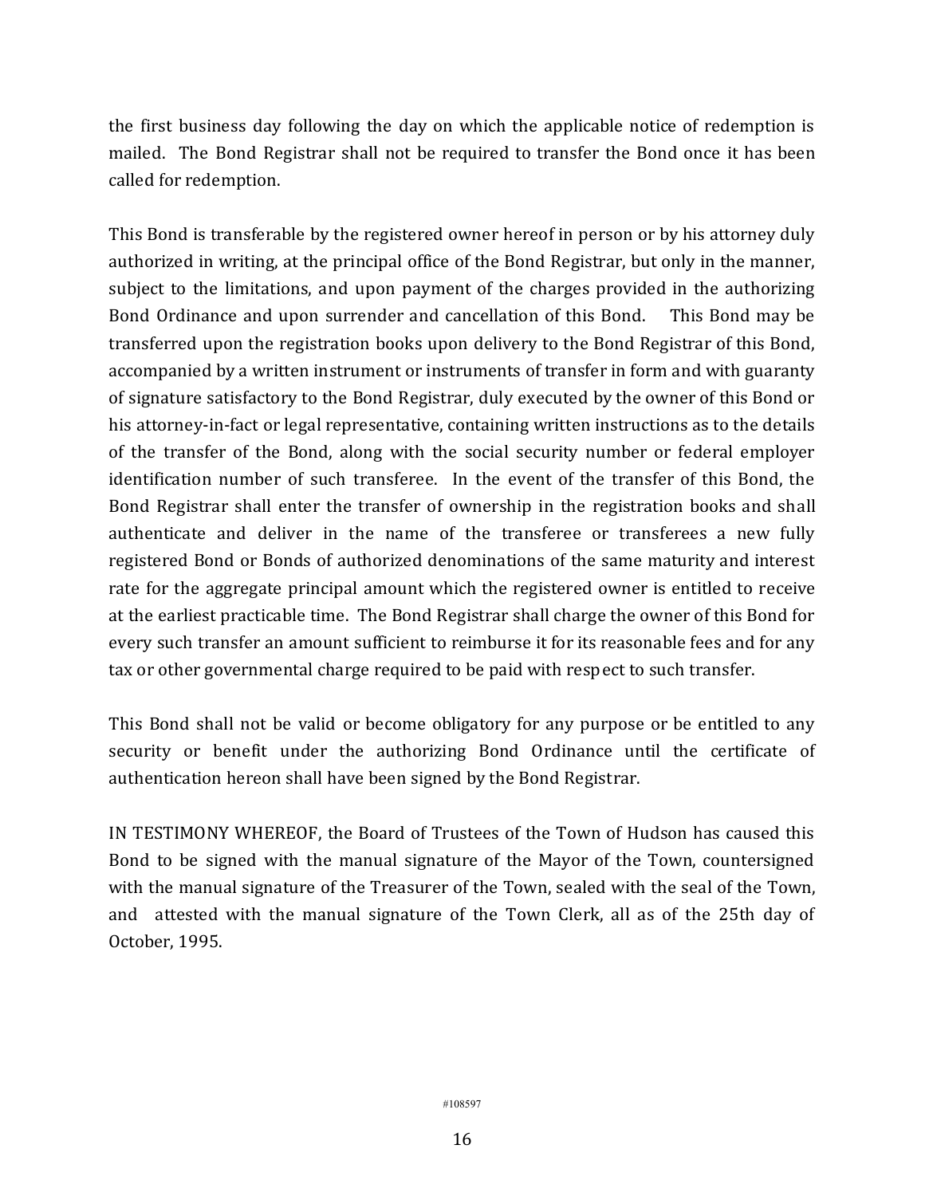the first business day following the day on which the applicable notice of redemption is mailed. The Bond Registrar shall not be required to transfer the Bond once it has been called for redemption.

This Bond is transferable by the registered owner hereof in person or by his attorney duly authorized in writing, at the principal office of the Bond Registrar, but only in the manner, subject to the limitations, and upon payment of the charges provided in the authorizing Bond Ordinance and upon surrender and cancellation of this Bond. This Bond may be transferred upon the registration books upon delivery to the Bond Registrar of this Bond, accompanied by a written instrument or instruments of transfer in form and with guaranty of signature satisfactory to the Bond Registrar, duly executed by the owner of this Bond or his attorney-in-fact or legal representative, containing written instructions as to the details of the transfer of the Bond, along with the social security number or federal employer identification number of such transferee. In the event of the transfer of this Bond, the Bond Registrar shall enter the transfer of ownership in the registration books and shall authenticate and deliver in the name of the transferee or transferees a new fully registered Bond or Bonds of authorized denominations of the same maturity and interest rate for the aggregate principal amount which the registered owner is entitled to receive at the earliest practicable time. The Bond Registrar shall charge the owner of this Bond for every such transfer an amount sufficient to reimburse it for its reasonable fees and for any tax or other governmental charge required to be paid with respect to such transfer.

This Bond shall not be valid or become obligatory for any purpose or be entitled to any security or benefit under the authorizing Bond Ordinance until the certificate of authentication hereon shall have been signed by the Bond Registrar.

IN TESTIMONY WHEREOF, the Board of Trustees of the Town of Hudson has caused this Bond to be signed with the manual signature of the Mayor of the Town, countersigned with the manual signature of the Treasurer of the Town, sealed with the seal of the Town, and attested with the manual signature of the Town Clerk, all as of the 25th day of October, 1995.

#108597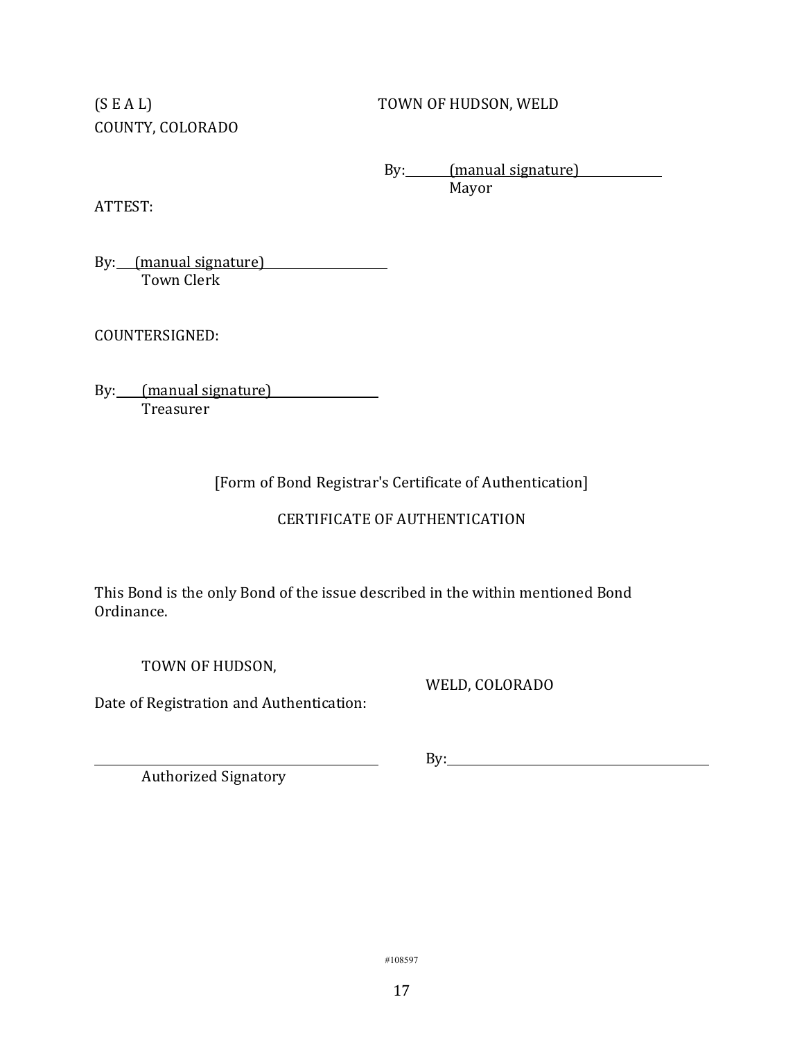(S E A L) TOWN OF HUDSON, WELD COUNTY, COLORADO

By: (manual signature)
Mayor

ATTEST:

By: (manual signature)
Town Clerk

COUNTERSIGNED:

By: (manual signature)
Treasurer

[Form of Bond Registrar's Certificate of Authentication]

CERTIFICATE OF AUTHENTICATION

This Bond is the only Bond of the issue described in the within mentioned Bond Ordinance.

TOWN OF HUDSON, WELD, COLORADO

Date of Registration and Authentication:

______________________________
Authorized Signatory

By: ______________________________

#108597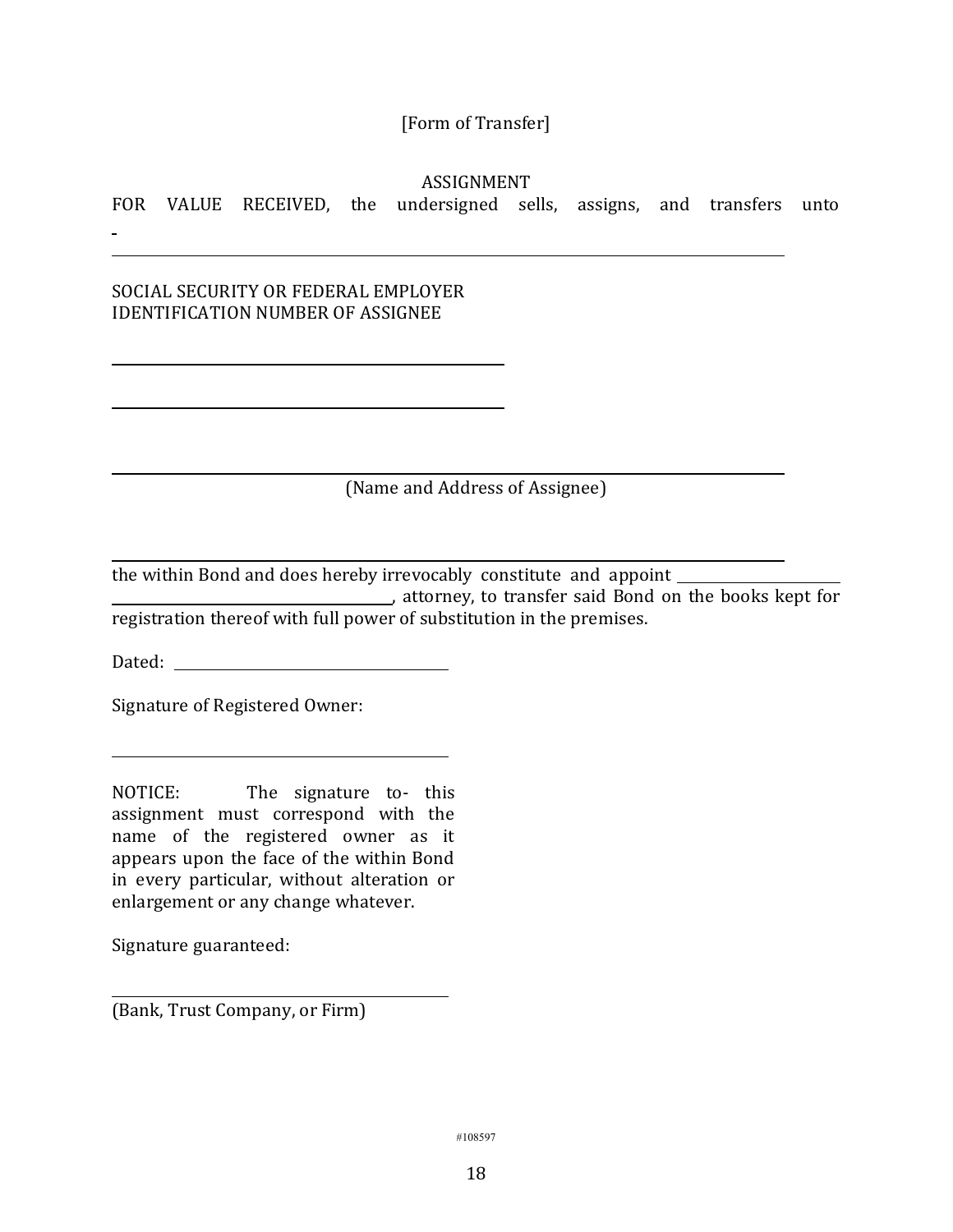[Form of Transfer]

ASSIGNMENT

FOR VALUE RECEIVED, the undersigned sells, assigns, and transfers unto

\_\_\_\_\_\_\_\_\_\_\_\_\_\_\_\_\_\_\_\_\_\_\_\_\_\_\_\_\_\_\_\_\_\_\_\_\_\_\_\_\_\_\_\_\_\_\_\_\_\_\_\_\_\_\_\_\_\_\_\_\_\_\_\_\_\_

SOCIAL SECURITY OR FEDERAL EMPLOYER
IDENTIFICATION NUMBER OF ASSIGNEE

\_\_\_\_\_\_\_\_\_\_\_\_\_\_\_\_\_\_\_\_\_\_\_\_\_\_\_\_\_\_\_\_\_\_\_\_\_\_\_\_

\_\_\_\_\_\_\_\_\_\_\_\_\_\_\_\_\_\_\_\_\_\_\_\_\_\_\_\_\_\_\_\_\_\_\_\_\_\_\_\_

\_\_\_\_\_\_\_\_\_\_\_\_\_\_\_\_\_\_\_\_\_\_\_\_\_\_\_\_\_\_\_\_\_\_\_\_\_\_\_\_\_\_\_\_\_\_\_\_\_\_\_\_\_\_\_\_\_\_\_\_\_\_\_\_\_\_

(Name and Address of Assignee)

\_\_\_\_\_\_\_\_\_\_\_\_\_\_\_\_\_\_\_\_\_\_\_\_\_\_\_\_\_\_\_\_\_\_\_\_\_\_\_\_\_\_\_\_\_\_\_\_\_\_\_\_\_\_\_\_\_\_\_\_\_\_\_\_\_\_

the within Bond and does hereby irrevocably constitute and appoint \_\_\_\_\_\_\_\_\_\_\_\_\_\_\_\_\_\_\_\_ \_\_\_\_\_\_\_\_\_\_\_\_\_\_\_\_\_\_\_\_\_\_\_\_\_\_\_\_\_\_, attorney, to transfer said Bond on the books kept for registration thereof with full power of substitution in the premises.

Dated: \_\_\_\_\_\_\_\_\_\_\_\_\_\_\_\_\_\_\_\_\_\_\_\_\_\_\_\_\_\_

Signature of Registered Owner:

\_\_\_\_\_\_\_\_\_\_\_\_\_\_\_\_\_\_\_\_\_\_\_\_\_\_\_\_\_\_\_\_\_\_

NOTICE: The signature to- this assignment must correspond with the name of the registered owner as it appears upon the face of the within Bond in every particular, without alteration or enlargement or any change whatever.

Signature guaranteed:

\_\_\_\_\_\_\_\_\_\_\_\_\_\_\_\_\_\_\_\_\_\_\_\_\_\_\_\_\_\_\_\_\_\_

(Bank, Trust Company, or Firm)

#108597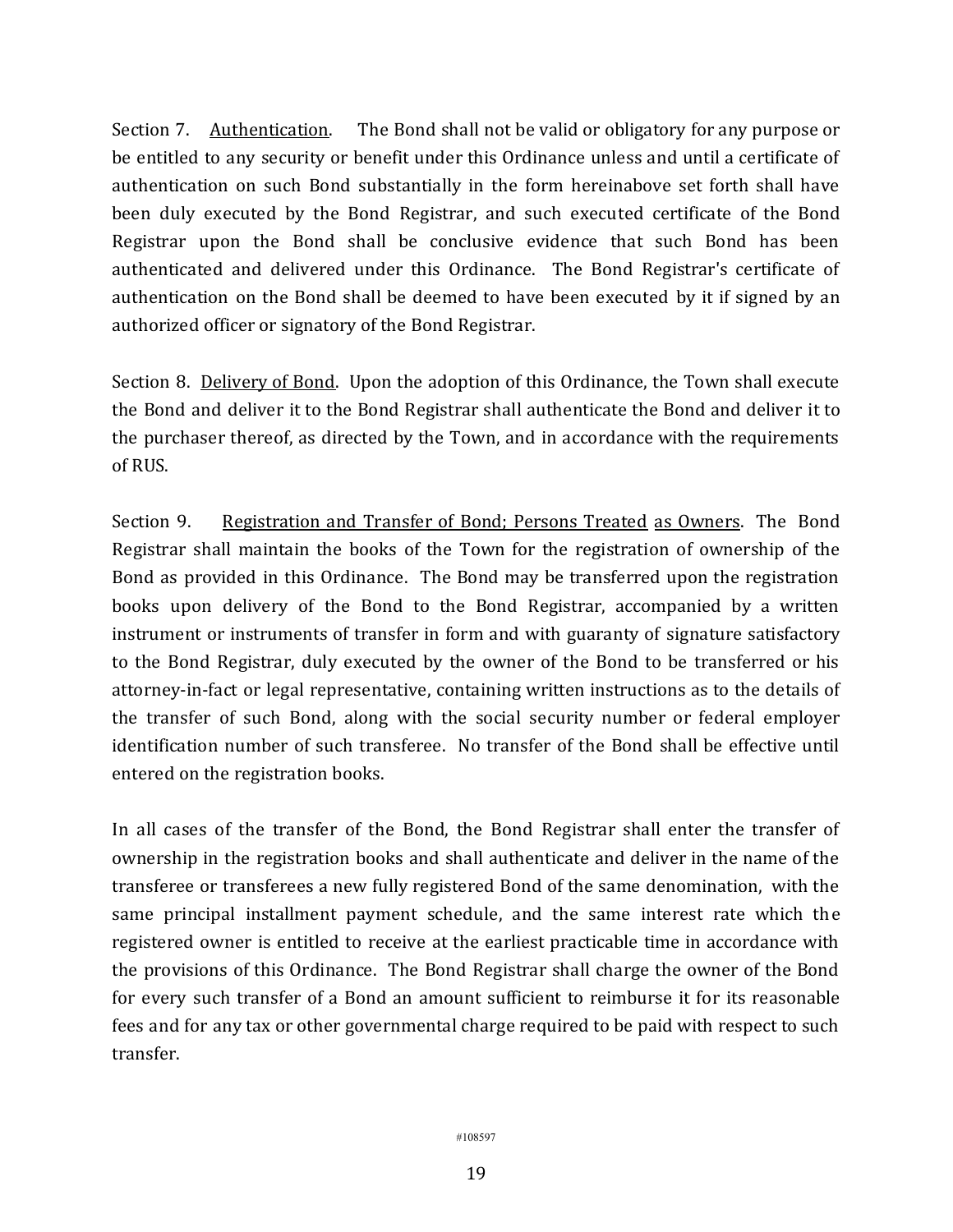Section 7. <u>Authentication</u>. The Bond shall not be valid or obligatory for any purpose or be entitled to any security or benefit under this Ordinance unless and until a certificate of authentication on such Bond substantially in the form hereinabove set forth shall have been duly executed by the Bond Registrar, and such executed certificate of the Bond Registrar upon the Bond shall be conclusive evidence that such Bond has been authenticated and delivered under this Ordinance. The Bond Registrar's certificate of authentication on the Bond shall be deemed to have been executed by it if signed by an authorized officer or signatory of the Bond Registrar.

Section 8. <u>Delivery of Bond</u>. Upon the adoption of this Ordinance, the Town shall execute the Bond and deliver it to the Bond Registrar shall authenticate the Bond and deliver it to the purchaser thereof, as directed by the Town, and in accordance with the requirements of RUS.

Section 9. <u>Registration and Transfer of Bond; Persons Treated as Owners</u>. The Bond Registrar shall maintain the books of the Town for the registration of ownership of the Bond as provided in this Ordinance. The Bond may be transferred upon the registration books upon delivery of the Bond to the Bond Registrar, accompanied by a written instrument or instruments of transfer in form and with guaranty of signature satisfactory to the Bond Registrar, duly executed by the owner of the Bond to be transferred or his attorney-in-fact or legal representative, containing written instructions as to the details of the transfer of such Bond, along with the social security number or federal employer identification number of such transferee. No transfer of the Bond shall be effective until entered on the registration books.

In all cases of the transfer of the Bond, the Bond Registrar shall enter the transfer of ownership in the registration books and shall authenticate and deliver in the name of the transferee or transferees a new fully registered Bond of the same denomination, with the same principal installment payment schedule, and the same interest rate which the registered owner is entitled to receive at the earliest practicable time in accordance with the provisions of this Ordinance. The Bond Registrar shall charge the owner of the Bond for every such transfer of a Bond an amount sufficient to reimburse it for its reasonable fees and for any tax or other governmental charge required to be paid with respect to such transfer.

#108597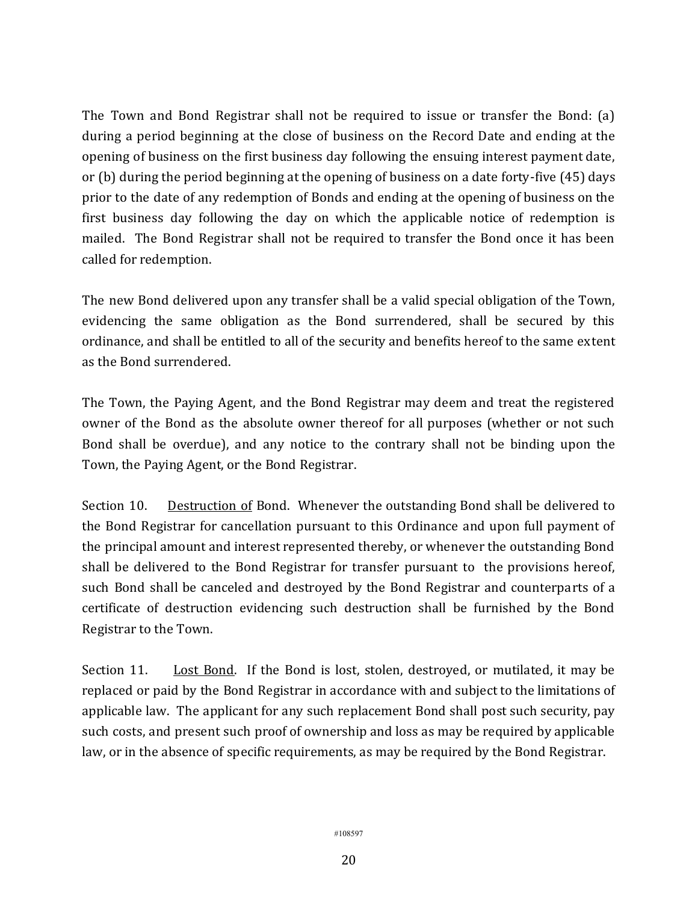The Town and Bond Registrar shall not be required to issue or transfer the Bond: (a) during a period beginning at the close of business on the Record Date and ending at the opening of business on the first business day following the ensuing interest payment date, or (b) during the period beginning at the opening of business on a date forty-five (45) days prior to the date of any redemption of Bonds and ending at the opening of business on the first business day following the day on which the applicable notice of redemption is mailed. The Bond Registrar shall not be required to transfer the Bond once it has been called for redemption.

The new Bond delivered upon any transfer shall be a valid special obligation of the Town, evidencing the same obligation as the Bond surrendered, shall be secured by this ordinance, and shall be entitled to all of the security and benefits hereof to the same extent as the Bond surrendered.

The Town, the Paying Agent, and the Bond Registrar may deem and treat the registered owner of the Bond as the absolute owner thereof for all purposes (whether or not such Bond shall be overdue), and any notice to the contrary shall not be binding upon the Town, the Paying Agent, or the Bond Registrar.

Section 10. Destruction of Bond. Whenever the outstanding Bond shall be delivered to the Bond Registrar for cancellation pursuant to this Ordinance and upon full payment of the principal amount and interest represented thereby, or whenever the outstanding Bond shall be delivered to the Bond Registrar for transfer pursuant to the provisions hereof, such Bond shall be canceled and destroyed by the Bond Registrar and counterparts of a certificate of destruction evidencing such destruction shall be furnished by the Bond Registrar to the Town.

Section 11. Lost Bond. If the Bond is lost, stolen, destroyed, or mutilated, it may be replaced or paid by the Bond Registrar in accordance with and subject to the limitations of applicable law. The applicant for any such replacement Bond shall post such security, pay such costs, and present such proof of ownership and loss as may be required by applicable law, or in the absence of specific requirements, as may be required by the Bond Registrar.

#108597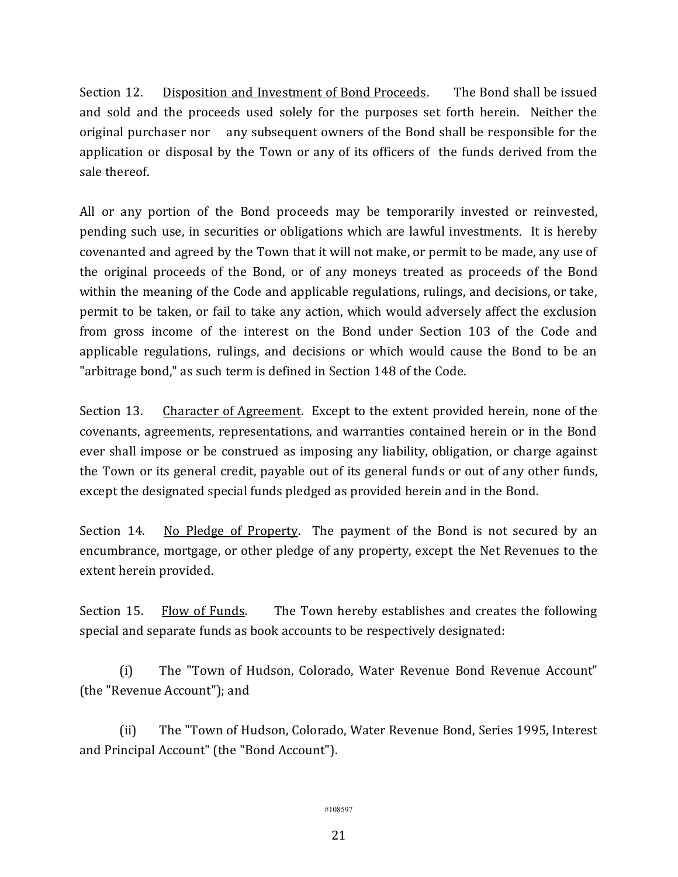Section 12. Disposition and Investment of Bond Proceeds. The Bond shall be issued and sold and the proceeds used solely for the purposes set forth herein. Neither the original purchaser nor any subsequent owners of the Bond shall be responsible for the application or disposal by the Town or any of its officers of the funds derived from the sale thereof.

All or any portion of the Bond proceeds may be temporarily invested or reinvested, pending such use, in securities or obligations which are lawful investments. It is hereby covenanted and agreed by the Town that it will not make, or permit to be made, any use of the original proceeds of the Bond, or of any moneys treated as proceeds of the Bond within the meaning of the Code and applicable regulations, rulings, and decisions, or take, permit to be taken, or fail to take any action, which would adversely affect the exclusion from gross income of the interest on the Bond under Section 103 of the Code and applicable regulations, rulings, and decisions or which would cause the Bond to be an "arbitrage bond," as such term is defined in Section 148 of the Code.

Section 13. Character of Agreement. Except to the extent provided herein, none of the covenants, agreements, representations, and warranties contained herein or in the Bond ever shall impose or be construed as imposing any liability, obligation, or charge against the Town or its general credit, payable out of its general funds or out of any other funds, except the designated special funds pledged as provided herein and in the Bond.

Section 14. No Pledge of Property. The payment of the Bond is not secured by an encumbrance, mortgage, or other pledge of any property, except the Net Revenues to the extent herein provided.

Section 15. Flow of Funds. The Town hereby establishes and creates the following special and separate funds as book accounts to be respectively designated:

(i) The "Town of Hudson, Colorado, Water Revenue Bond Revenue Account" (the "Revenue Account"); and

(ii) The "Town of Hudson, Colorado, Water Revenue Bond, Series 1995, Interest and Principal Account" (the "Bond Account").

#108597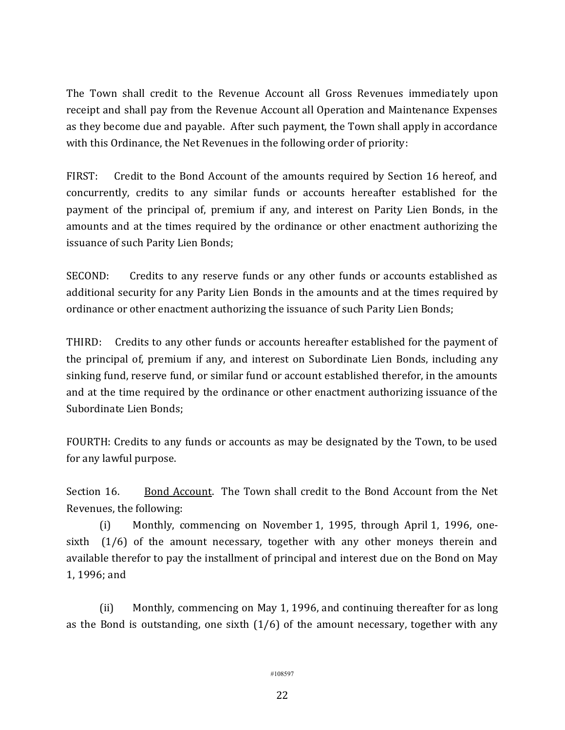The Town shall credit to the Revenue Account all Gross Revenues immediately upon receipt and shall pay from the Revenue Account all Operation and Maintenance Expenses as they become due and payable. After such payment, the Town shall apply in accordance with this Ordinance, the Net Revenues in the following order of priority:

FIRST: Credit to the Bond Account of the amounts required by Section 16 hereof, and concurrently, credits to any similar funds or accounts hereafter established for the payment of the principal of, premium if any, and interest on Parity Lien Bonds, in the amounts and at the times required by the ordinance or other enactment authorizing the issuance of such Parity Lien Bonds;

SECOND: Credits to any reserve funds or any other funds or accounts established as additional security for any Parity Lien Bonds in the amounts and at the times required by ordinance or other enactment authorizing the issuance of such Parity Lien Bonds;

THIRD: Credits to any other funds or accounts hereafter established for the payment of the principal of, premium if any, and interest on Subordinate Lien Bonds, including any sinking fund, reserve fund, or similar fund or account established therefor, in the amounts and at the time required by the ordinance or other enactment authorizing issuance of the Subordinate Lien Bonds;

FOURTH: Credits to any funds or accounts as may be designated by the Town, to be used for any lawful purpose.

Section 16. Bond Account. The Town shall credit to the Bond Account from the Net Revenues, the following:

(i) Monthly, commencing on November 1, 1995, through April 1, 1996, one-sixth (1/6) of the amount necessary, together with any other moneys therein and available therefor to pay the installment of principal and interest due on the Bond on May 1, 1996; and

(ii) Monthly, commencing on May 1, 1996, and continuing thereafter for as long as the Bond is outstanding, one sixth (1/6) of the amount necessary, together with any

#108597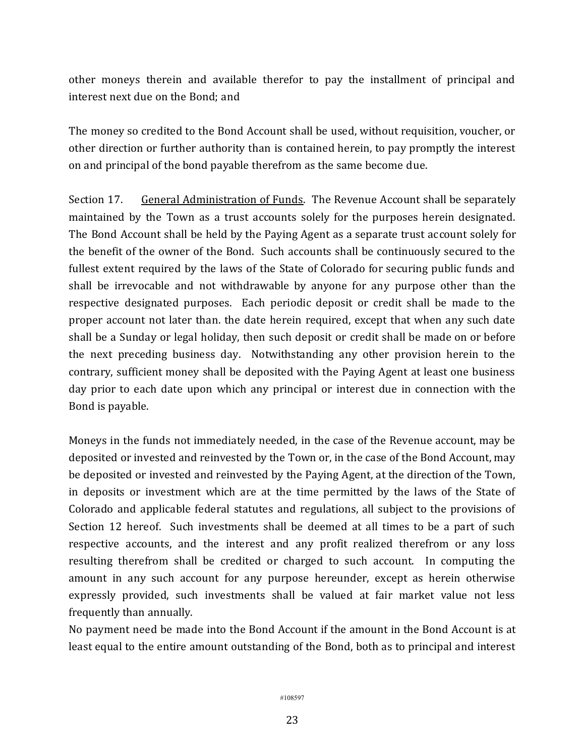other moneys therein and available therefor to pay the installment of principal and interest next due on the Bond; and

The money so credited to the Bond Account shall be used, without requisition, voucher, or other direction or further authority than is contained herein, to pay promptly the interest on and principal of the bond payable therefrom as the same become due.

Section 17. General Administration of Funds. The Revenue Account shall be separately maintained by the Town as a trust accounts solely for the purposes herein designated. The Bond Account shall be held by the Paying Agent as a separate trust account solely for the benefit of the owner of the Bond. Such accounts shall be continuously secured to the fullest extent required by the laws of the State of Colorado for securing public funds and shall be irrevocable and not withdrawable by anyone for any purpose other than the respective designated purposes. Each periodic deposit or credit shall be made to the proper account not later than. the date herein required, except that when any such date shall be a Sunday or legal holiday, then such deposit or credit shall be made on or before the next preceding business day. Notwithstanding any other provision herein to the contrary, sufficient money shall be deposited with the Paying Agent at least one business day prior to each date upon which any principal or interest due in connection with the Bond is payable.

Moneys in the funds not immediately needed, in the case of the Revenue account, may be deposited or invested and reinvested by the Town or, in the case of the Bond Account, may be deposited or invested and reinvested by the Paying Agent, at the direction of the Town, in deposits or investment which are at the time permitted by the laws of the State of Colorado and applicable federal statutes and regulations, all subject to the provisions of Section 12 hereof. Such investments shall be deemed at all times to be a part of such respective accounts, and the interest and any profit realized therefrom or any loss resulting therefrom shall be credited or charged to such account. In computing the amount in any such account for any purpose hereunder, except as herein otherwise expressly provided, such investments shall be valued at fair market value not less frequently than annually.

No payment need be made into the Bond Account if the amount in the Bond Account is at least equal to the entire amount outstanding of the Bond, both as to principal and interest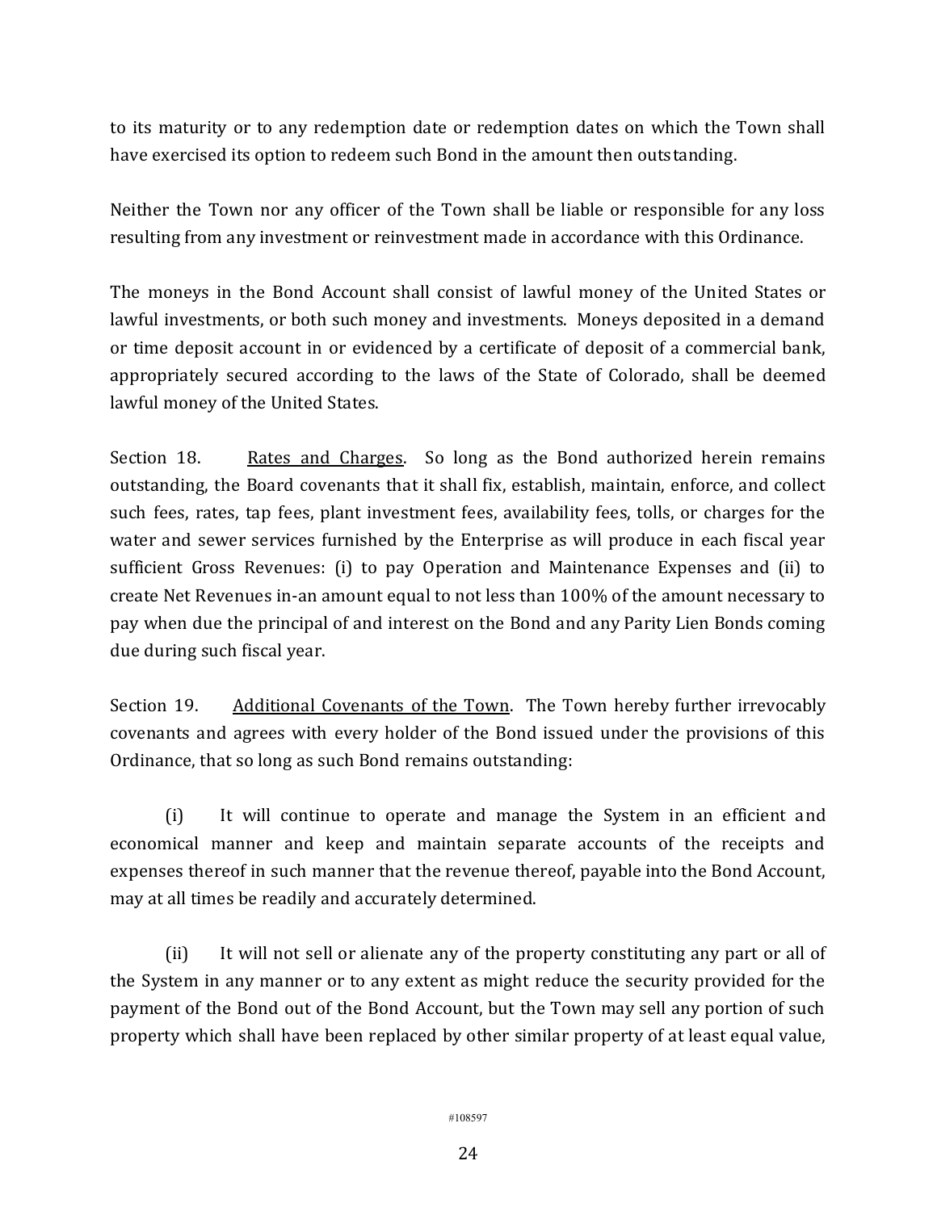to its maturity or to any redemption date or redemption dates on which the Town shall have exercised its option to redeem such Bond in the amount then outstanding.

Neither the Town nor any officer of the Town shall be liable or responsible for any loss resulting from any investment or reinvestment made in accordance with this Ordinance.

The moneys in the Bond Account shall consist of lawful money of the United States or lawful investments, or both such money and investments. Moneys deposited in a demand or time deposit account in or evidenced by a certificate of deposit of a commercial bank, appropriately secured according to the laws of the State of Colorado, shall be deemed lawful money of the United States.

Section 18. Rates and Charges. So long as the Bond authorized herein remains outstanding, the Board covenants that it shall fix, establish, maintain, enforce, and collect such fees, rates, tap fees, plant investment fees, availability fees, tolls, or charges for the water and sewer services furnished by the Enterprise as will produce in each fiscal year sufficient Gross Revenues: (i) to pay Operation and Maintenance Expenses and (ii) to create Net Revenues in-an amount equal to not less than 100% of the amount necessary to pay when due the principal of and interest on the Bond and any Parity Lien Bonds coming due during such fiscal year.

Section 19. Additional Covenants of the Town. The Town hereby further irrevocably covenants and agrees with every holder of the Bond issued under the provisions of this Ordinance, that so long as such Bond remains outstanding:

(i) It will continue to operate and manage the System in an efficient and economical manner and keep and maintain separate accounts of the receipts and expenses thereof in such manner that the revenue thereof, payable into the Bond Account, may at all times be readily and accurately determined.

(ii) It will not sell or alienate any of the property constituting any part or all of the System in any manner or to any extent as might reduce the security provided for the payment of the Bond out of the Bond Account, but the Town may sell any portion of such property which shall have been replaced by other similar property of at least equal value,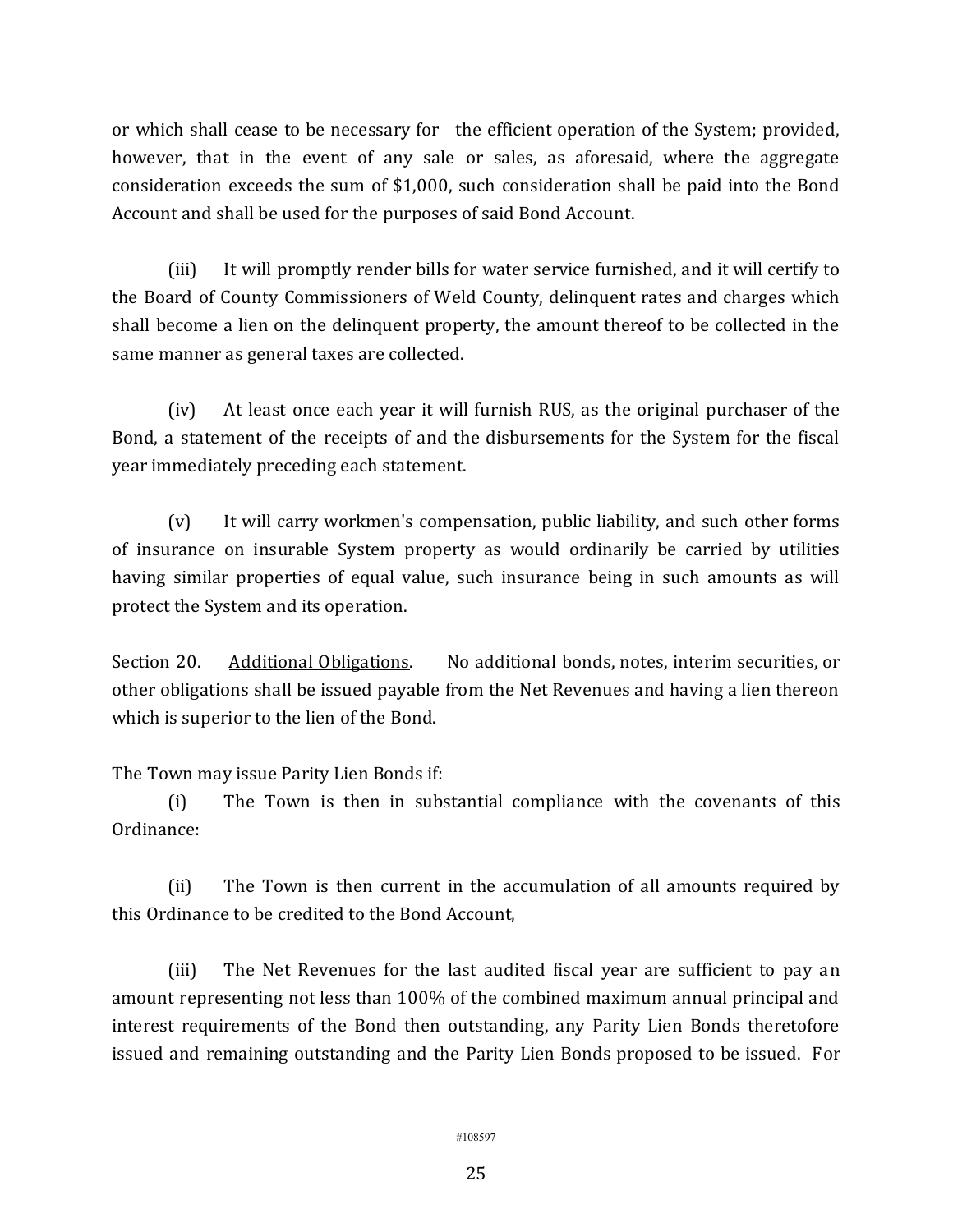or which shall cease to be necessary for the efficient operation of the System; provided, however, that in the event of any sale or sales, as aforesaid, where the aggregate consideration exceeds the sum of $1,000, such consideration shall be paid into the Bond Account and shall be used for the purposes of said Bond Account.

(iii) It will promptly render bills for water service furnished, and it will certify to the Board of County Commissioners of Weld County, delinquent rates and charges which shall become a lien on the delinquent property, the amount thereof to be collected in the same manner as general taxes are collected.

(iv) At least once each year it will furnish RUS, as the original purchaser of the Bond, a statement of the receipts of and the disbursements for the System for the fiscal year immediately preceding each statement.

(v) It will carry workmen's compensation, public liability, and such other forms of insurance on insurable System property as would ordinarily be carried by utilities having similar properties of equal value, such insurance being in such amounts as will protect the System and its operation.

Section 20. <u>Additional Obligations</u>. No additional bonds, notes, interim securities, or other obligations shall be issued payable from the Net Revenues and having a lien thereon which is superior to the lien of the Bond.

The Town may issue Parity Lien Bonds if:

(i) The Town is then in substantial compliance with the covenants of this Ordinance:

(ii) The Town is then current in the accumulation of all amounts required by this Ordinance to be credited to the Bond Account,

(iii) The Net Revenues for the last audited fiscal year are sufficient to pay an amount representing not less than 100% of the combined maximum annual principal and interest requirements of the Bond then outstanding, any Parity Lien Bonds theretofore issued and remaining outstanding and the Parity Lien Bonds proposed to be issued. For

#108597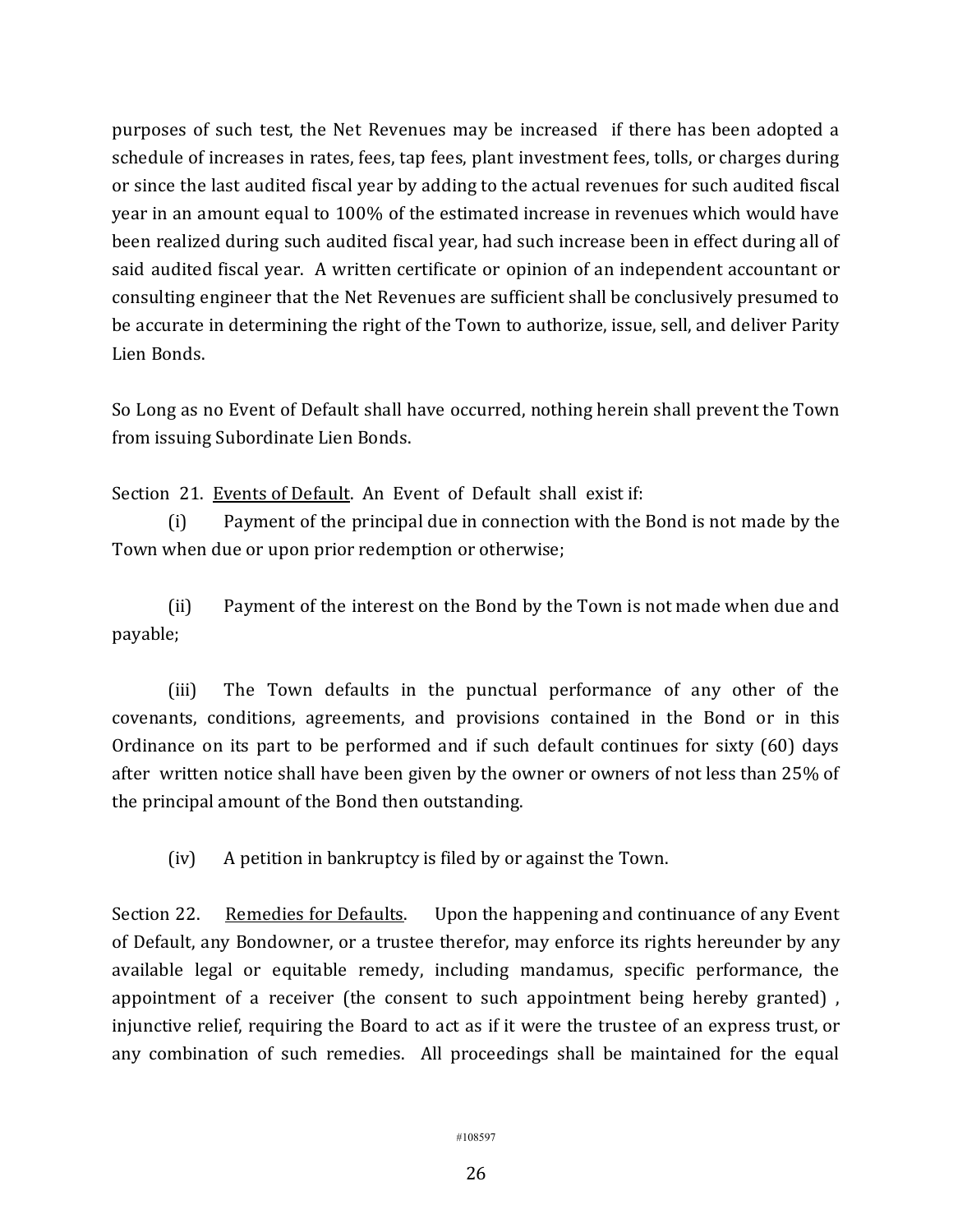purposes of such test, the Net Revenues may be increased if there has been adopted a schedule of increases in rates, fees, tap fees, plant investment fees, tolls, or charges during or since the last audited fiscal year by adding to the actual revenues for such audited fiscal year in an amount equal to 100% of the estimated increase in revenues which would have been realized during such audited fiscal year, had such increase been in effect during all of said audited fiscal year. A written certificate or opinion of an independent accountant or consulting engineer that the Net Revenues are sufficient shall be conclusively presumed to be accurate in determining the right of the Town to authorize, issue, sell, and deliver Parity Lien Bonds.

So Long as no Event of Default shall have occurred, nothing herein shall prevent the Town from issuing Subordinate Lien Bonds.

Section 21. Events of Default. An Event of Default shall exist if:

(i) Payment of the principal due in connection with the Bond is not made by the Town when due or upon prior redemption or otherwise;

(ii) Payment of the interest on the Bond by the Town is not made when due and payable;

(iii) The Town defaults in the punctual performance of any other of the covenants, conditions, agreements, and provisions contained in the Bond or in this Ordinance on its part to be performed and if such default continues for sixty (60) days after written notice shall have been given by the owner or owners of not less than 25% of the principal amount of the Bond then outstanding.

(iv) A petition in bankruptcy is filed by or against the Town.

Section 22. Remedies for Defaults. Upon the happening and continuance of any Event of Default, any Bondowner, or a trustee therefor, may enforce its rights hereunder by any available legal or equitable remedy, including mandamus, specific performance, the appointment of a receiver (the consent to such appointment being hereby granted) , injunctive relief, requiring the Board to act as if it were the trustee of an express trust, or any combination of such remedies. All proceedings shall be maintained for the equal

#108597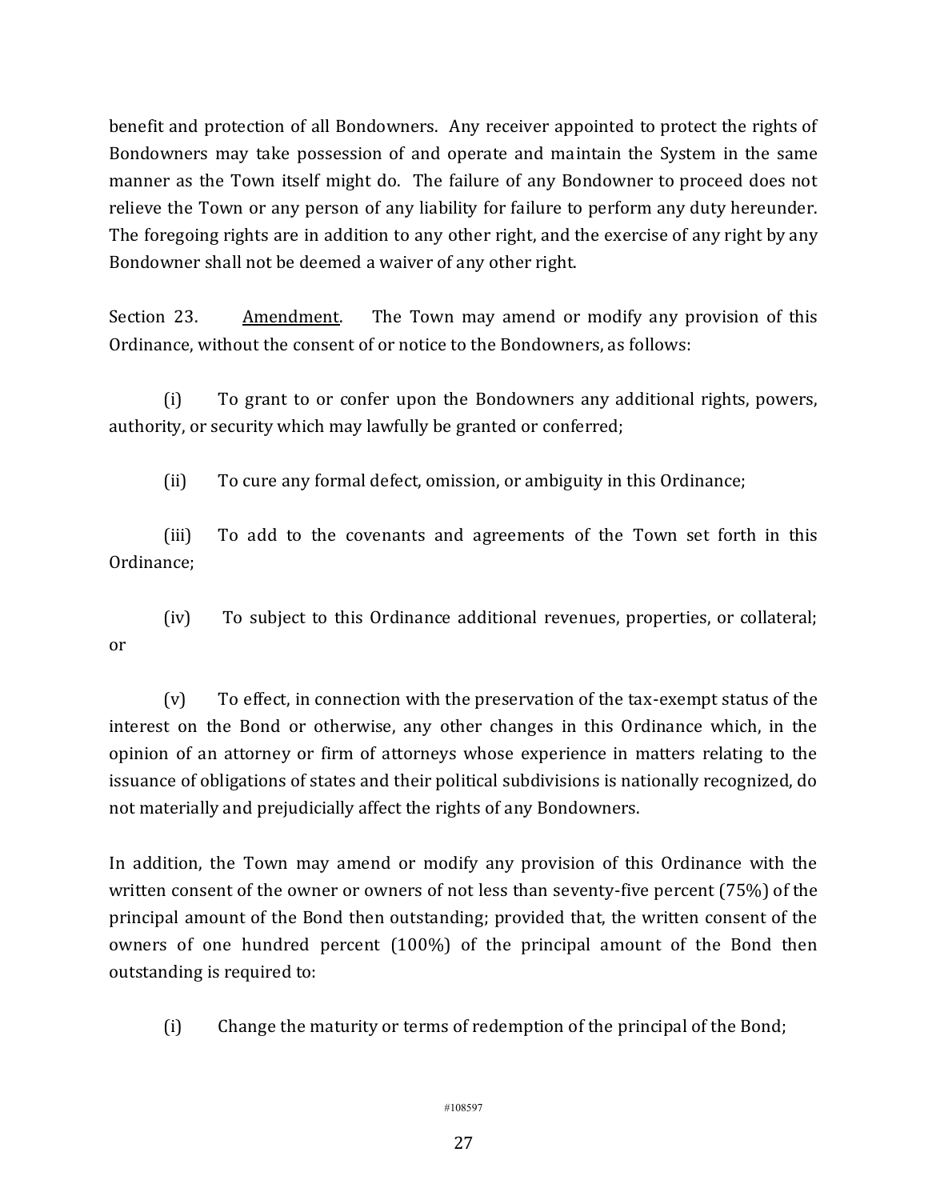benefit and protection of all Bondowners. Any receiver appointed to protect the rights of Bondowners may take possession of and operate and maintain the System in the same manner as the Town itself might do. The failure of any Bondowner to proceed does not relieve the Town or any person of any liability for failure to perform any duty hereunder. The foregoing rights are in addition to any other right, and the exercise of any right by any Bondowner shall not be deemed a waiver of any other right.

Section 23. <u>Amendment</u>. The Town may amend or modify any provision of this Ordinance, without the consent of or notice to the Bondowners, as follows:

(i) To grant to or confer upon the Bondowners any additional rights, powers, authority, or security which may lawfully be granted or conferred;

(ii) To cure any formal defect, omission, or ambiguity in this Ordinance;

(iii) To add to the covenants and agreements of the Town set forth in this Ordinance;

(iv) To subject to this Ordinance additional revenues, properties, or collateral; or

(v) To effect, in connection with the preservation of the tax-exempt status of the interest on the Bond or otherwise, any other changes in this Ordinance which, in the opinion of an attorney or firm of attorneys whose experience in matters relating to the issuance of obligations of states and their political subdivisions is nationally recognized, do not materially and prejudicially affect the rights of any Bondowners.

In addition, the Town may amend or modify any provision of this Ordinance with the written consent of the owner or owners of not less than seventy-five percent (75%) of the principal amount of the Bond then outstanding; provided that, the written consent of the owners of one hundred percent (100%) of the principal amount of the Bond then outstanding is required to:

(i) Change the maturity or terms of redemption of the principal of the Bond;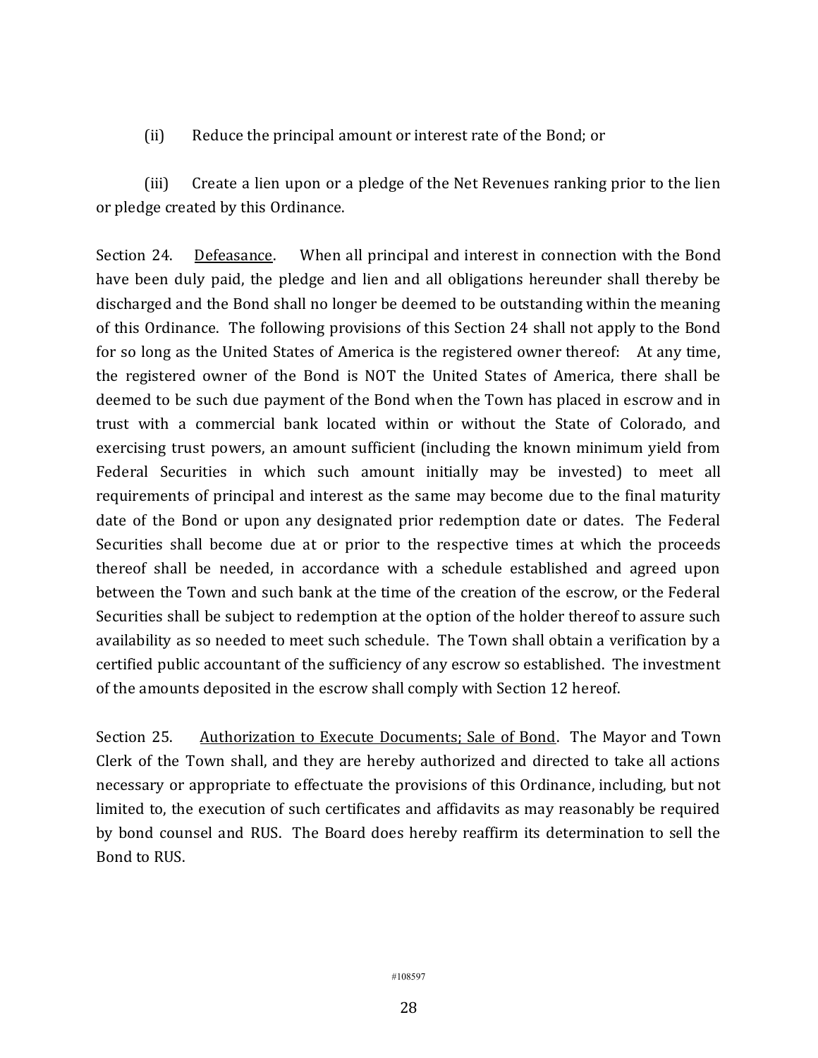(ii) Reduce the principal amount or interest rate of the Bond; or

(iii) Create a lien upon or a pledge of the Net Revenues ranking prior to the lien or pledge created by this Ordinance.

Section 24. Defeasance. When all principal and interest in connection with the Bond have been duly paid, the pledge and lien and all obligations hereunder shall thereby be discharged and the Bond shall no longer be deemed to be outstanding within the meaning of this Ordinance. The following provisions of this Section 24 shall not apply to the Bond for so long as the United States of America is the registered owner thereof: At any time, the registered owner of the Bond is NOT the United States of America, there shall be deemed to be such due payment of the Bond when the Town has placed in escrow and in trust with a commercial bank located within or without the State of Colorado, and exercising trust powers, an amount sufficient (including the known minimum yield from Federal Securities in which such amount initially may be invested) to meet all requirements of principal and interest as the same may become due to the final maturity date of the Bond or upon any designated prior redemption date or dates. The Federal Securities shall become due at or prior to the respective times at which the proceeds thereof shall be needed, in accordance with a schedule established and agreed upon between the Town and such bank at the time of the creation of the escrow, or the Federal Securities shall be subject to redemption at the option of the holder thereof to assure such availability as so needed to meet such schedule. The Town shall obtain a verification by a certified public accountant of the sufficiency of any escrow so established. The investment of the amounts deposited in the escrow shall comply with Section 12 hereof.

Section 25. Authorization to Execute Documents; Sale of Bond. The Mayor and Town Clerk of the Town shall, and they are hereby authorized and directed to take all actions necessary or appropriate to effectuate the provisions of this Ordinance, including, but not limited to, the execution of such certificates and affidavits as may reasonably be required by bond counsel and RUS. The Board does hereby reaffirm its determination to sell the Bond to RUS.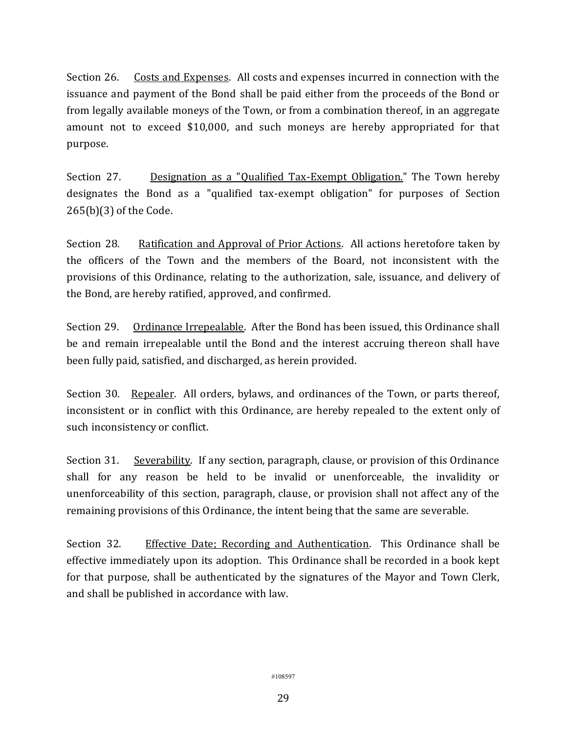Section 26. Costs and Expenses. All costs and expenses incurred in connection with the issuance and payment of the Bond shall be paid either from the proceeds of the Bond or from legally available moneys of the Town, or from a combination thereof, in an aggregate amount not to exceed $10,000, and such moneys are hereby appropriated for that purpose.

Section 27. Designation as a "Qualified Tax-Exempt Obligation." The Town hereby designates the Bond as a "qualified tax-exempt obligation" for purposes of Section 265(b)(3) of the Code.

Section 28. Ratification and Approval of Prior Actions. All actions heretofore taken by the officers of the Town and the members of the Board, not inconsistent with the provisions of this Ordinance, relating to the authorization, sale, issuance, and delivery of the Bond, are hereby ratified, approved, and confirmed.

Section 29. Ordinance Irrepealable. After the Bond has been issued, this Ordinance shall be and remain irrepealable until the Bond and the interest accruing thereon shall have been fully paid, satisfied, and discharged, as herein provided.

Section 30. Repealer. All orders, bylaws, and ordinances of the Town, or parts thereof, inconsistent or in conflict with this Ordinance, are hereby repealed to the extent only of such inconsistency or conflict.

Section 31. Severability. If any section, paragraph, clause, or provision of this Ordinance shall for any reason be held to be invalid or unenforceable, the invalidity or unenforceability of this section, paragraph, clause, or provision shall not affect any of the remaining provisions of this Ordinance, the intent being that the same are severable.

Section 32. Effective Date; Recording and Authentication. This Ordinance shall be effective immediately upon its adoption. This Ordinance shall be recorded in a book kept for that purpose, shall be authenticated by the signatures of the Mayor and Town Clerk, and shall be published in accordance with law.

#108597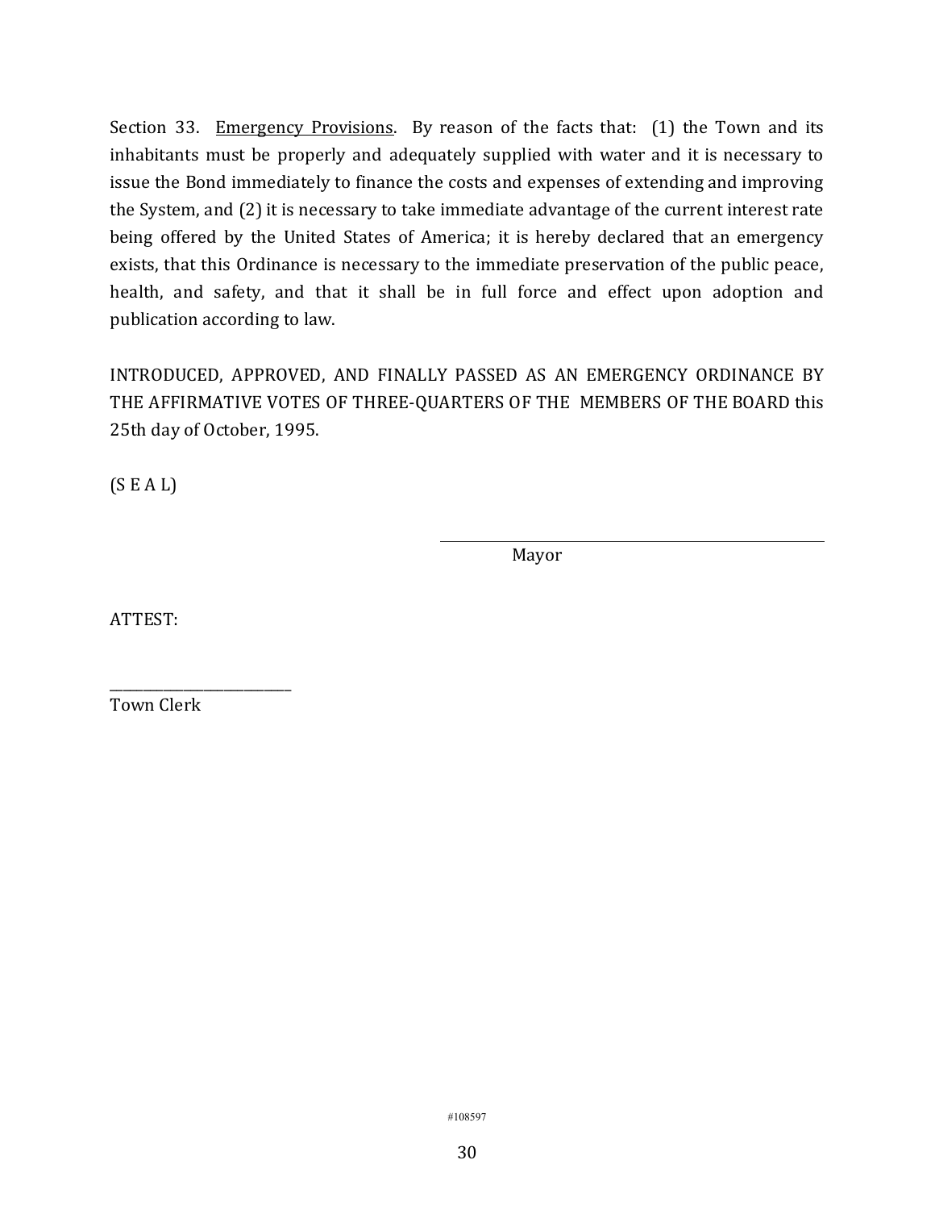Section 33. Emergency Provisions. By reason of the facts that: (1) the Town and its inhabitants must be properly and adequately supplied with water and it is necessary to issue the Bond immediately to finance the costs and expenses of extending and improving the System, and (2) it is necessary to take immediate advantage of the current interest rate being offered by the United States of America; it is hereby declared that an emergency exists, that this Ordinance is necessary to the immediate preservation of the public peace, health, and safety, and that it shall be in full force and effect upon adoption and publication according to law.

INTRODUCED, APPROVED, AND FINALLY PASSED AS AN EMERGENCY ORDINANCE BY THE AFFIRMATIVE VOTES OF THREE-QUARTERS OF THE MEMBERS OF THE BOARD this 25th day of October, 1995.

(S E A L)

\_\_\_\_\_\_\_\_\_\_\_\_\_\_\_\_\_\_\_\_\_\_\_\_\_\_\_\_\_\_\_\_\_\_\_\_

Mayor

ATTEST:

\_\_\_\_\_\_\_\_\_\_\_\_\_\_\_\_\_\_\_\_\_\_\_\_\_\_

Town Clerk

#108597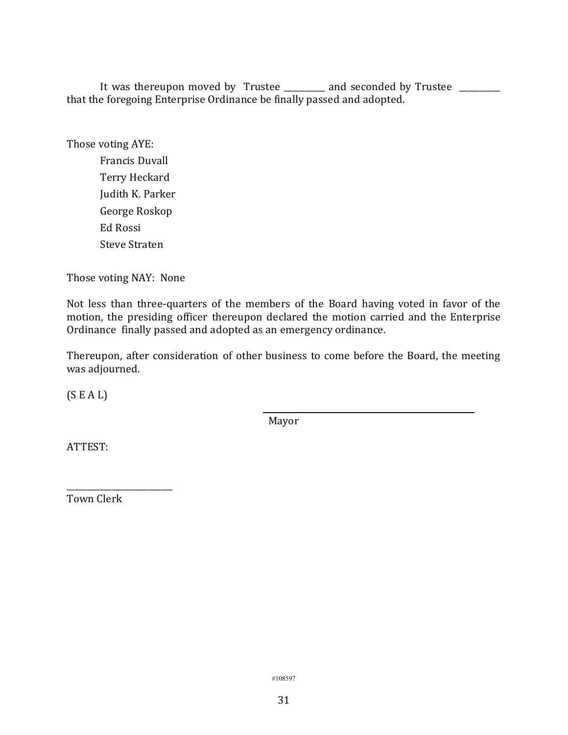It was thereupon moved by Trustee __________ and seconded by Trustee __________ that the foregoing Enterprise Ordinance be finally passed and adopted.

Those voting AYE:

Francis Duvall
Terry Heckard
Judith K. Parker
George Roskop
Ed Rossi
Steve Straten

Those voting NAY: None

Not less than three-quarters of the members of the Board having voted in favor of the motion, the presiding officer thereupon declared the motion carried and the Enterprise Ordinance finally passed and adopted as an emergency ordinance.

Thereupon, after consideration of other business to come before the Board, the meeting was adjourned.

(S E A L)

______________________________
Mayor

ATTEST:

______________________________
Town Clerk

#108597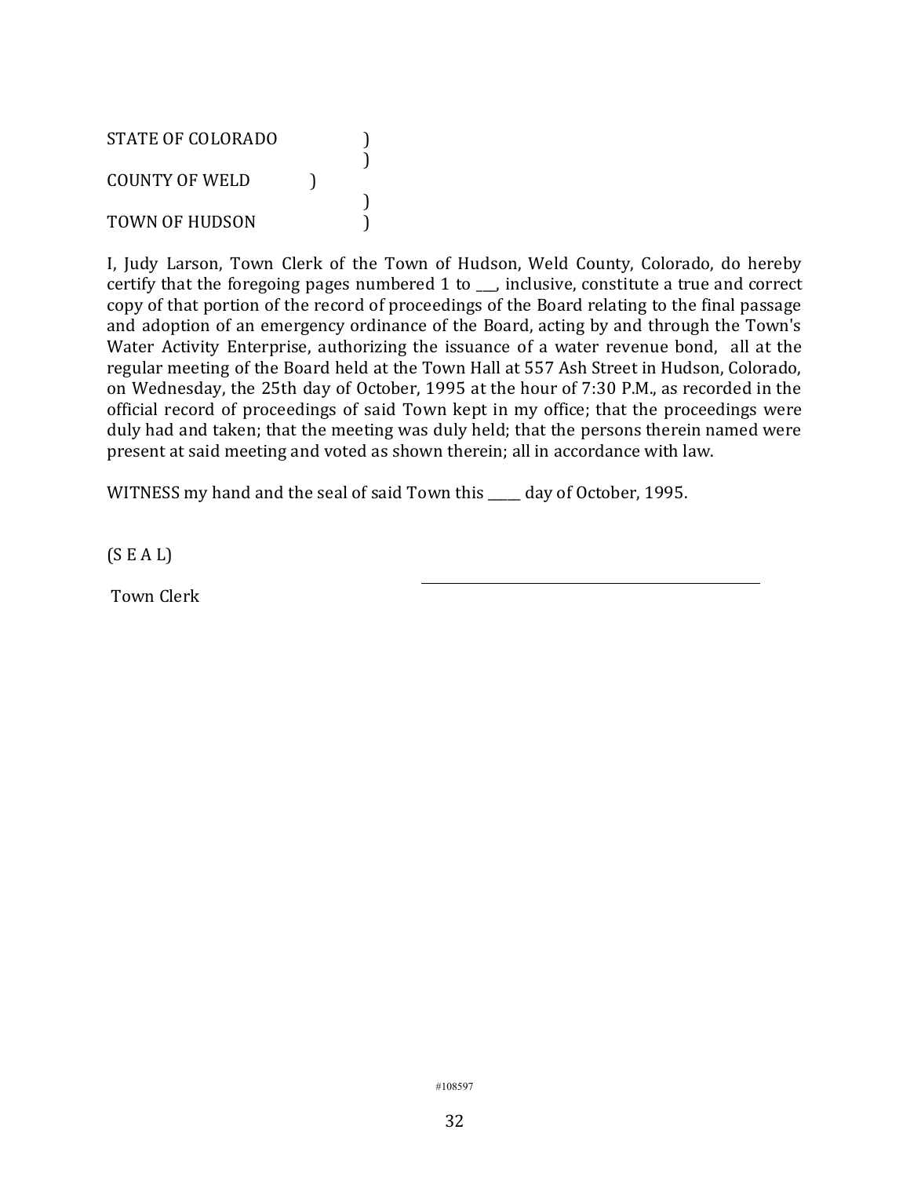STATE OF COLORADO )
)
COUNTY OF WELD )
)
TOWN OF HUDSON )

I, Judy Larson, Town Clerk of the Town of Hudson, Weld County, Colorado, do hereby certify that the foregoing pages numbered 1 to ___, inclusive, constitute a true and correct copy of that portion of the record of proceedings of the Board relating to the final passage and adoption of an emergency ordinance of the Board, acting by and through the Town's Water Activity Enterprise, authorizing the issuance of a water revenue bond, all at the regular meeting of the Board held at the Town Hall at 557 Ash Street in Hudson, Colorado, on Wednesday, the 25th day of October, 1995 at the hour of 7:30 P.M., as recorded in the official record of proceedings of said Town kept in my office; that the proceedings were duly had and taken; that the meeting was duly held; that the persons therein named were present at said meeting and voted as shown therein; all in accordance with law.

WITNESS my hand and the seal of said Town this _____ day of October, 1995.

(S E A L)

______________________________

Town Clerk

#108597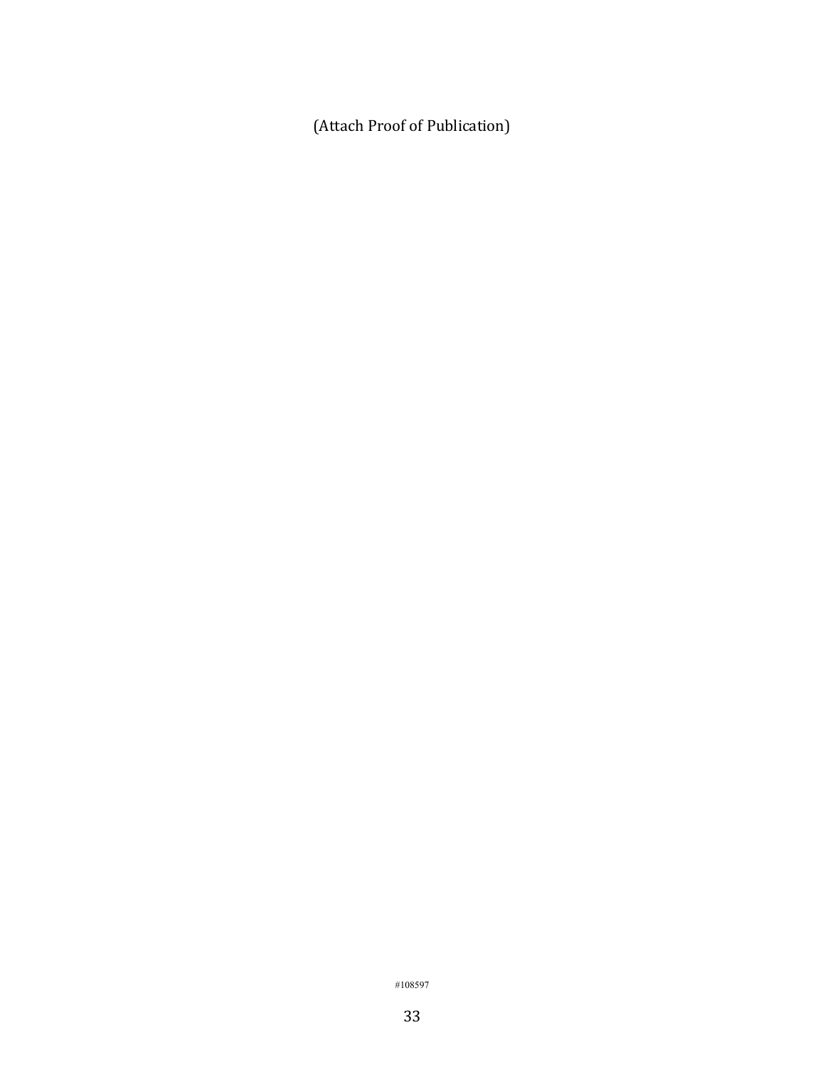(Attach Proof of Publication)

#108597